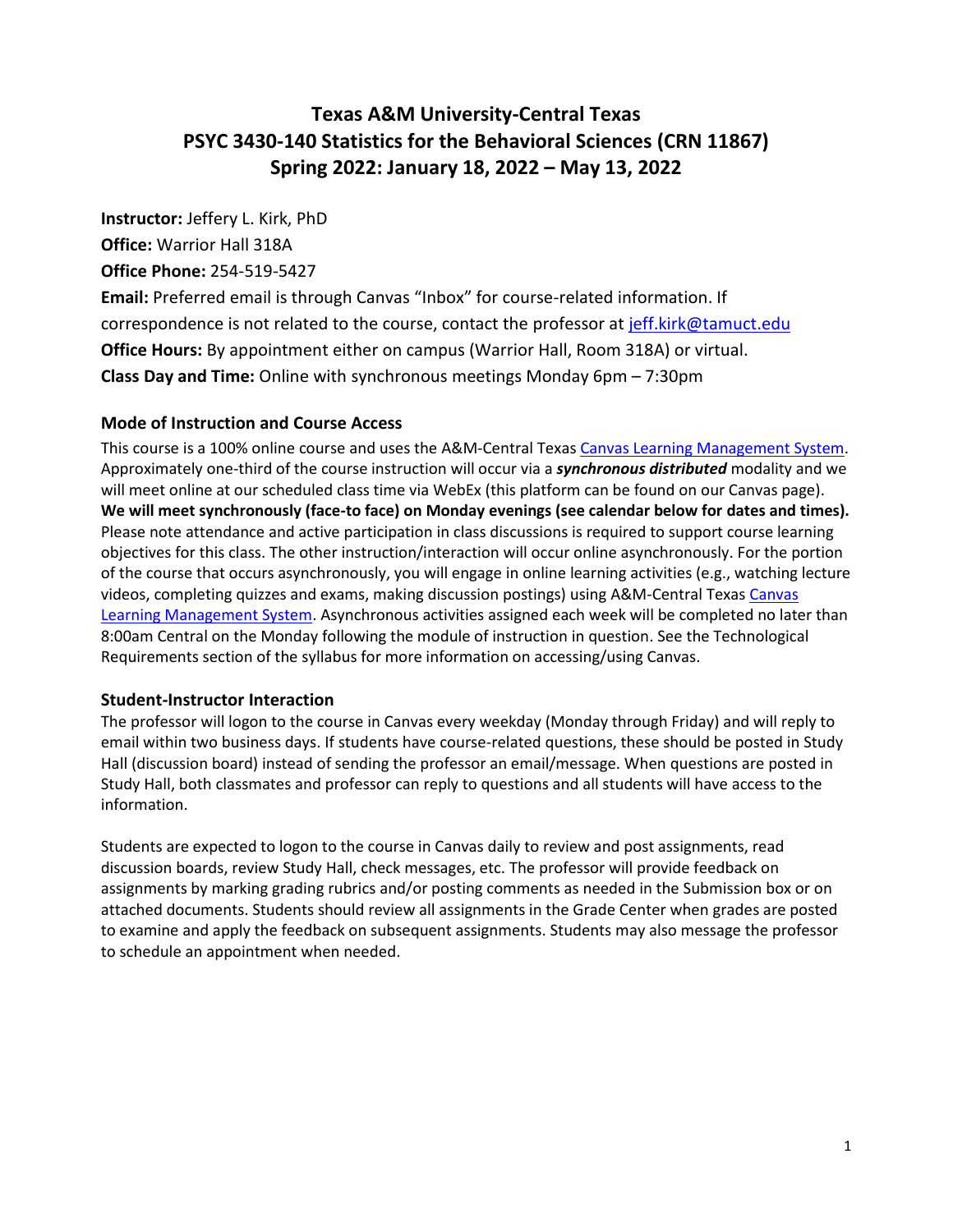# Texas A&M University-Central Texas
# PSYC 3430-140 Statistics for the Behavioral Sciences (CRN 11867)
# Spring 2022: January 18, 2022 – May 13, 2022

**Instructor:** Jeffery L. Kirk, PhD

**Office:** Warrior Hall 318A

**Office Phone:** 254-519-5427

**Email:** Preferred email is through Canvas "Inbox" for course-related information. If correspondence is not related to the course, contact the professor at jeff.kirk@tamuct.edu

**Office Hours:** By appointment either on campus (Warrior Hall, Room 318A) or virtual.

**Class Day and Time:** Online with synchronous meetings Monday 6pm – 7:30pm

### Mode of Instruction and Course Access

This course is a 100% online course and uses the A&M-Central Texas Canvas Learning Management System. Approximately one-third of the course instruction will occur via a ***synchronous distributed*** modality and we will meet online at our scheduled class time via WebEx (this platform can be found on our Canvas page). **We will meet synchronously (face-to face) on Monday evenings (see calendar below for dates and times).** Please note attendance and active participation in class discussions is required to support course learning objectives for this class. The other instruction/interaction will occur online asynchronously. For the portion of the course that occurs asynchronously, you will engage in online learning activities (e.g., watching lecture videos, completing quizzes and exams, making discussion postings) using A&M-Central Texas Canvas Learning Management System. Asynchronous activities assigned each week will be completed no later than 8:00am Central on the Monday following the module of instruction in question. See the Technological Requirements section of the syllabus for more information on accessing/using Canvas.

### Student-Instructor Interaction

The professor will logon to the course in Canvas every weekday (Monday through Friday) and will reply to email within two business days. If students have course-related questions, these should be posted in Study Hall (discussion board) instead of sending the professor an email/message. When questions are posted in Study Hall, both classmates and professor can reply to questions and all students will have access to the information.

Students are expected to logon to the course in Canvas daily to review and post assignments, read discussion boards, review Study Hall, check messages, etc. The professor will provide feedback on assignments by marking grading rubrics and/or posting comments as needed in the Submission box or on attached documents. Students should review all assignments in the Grade Center when grades are posted to examine and apply the feedback on subsequent assignments. Students may also message the professor to schedule an appointment when needed.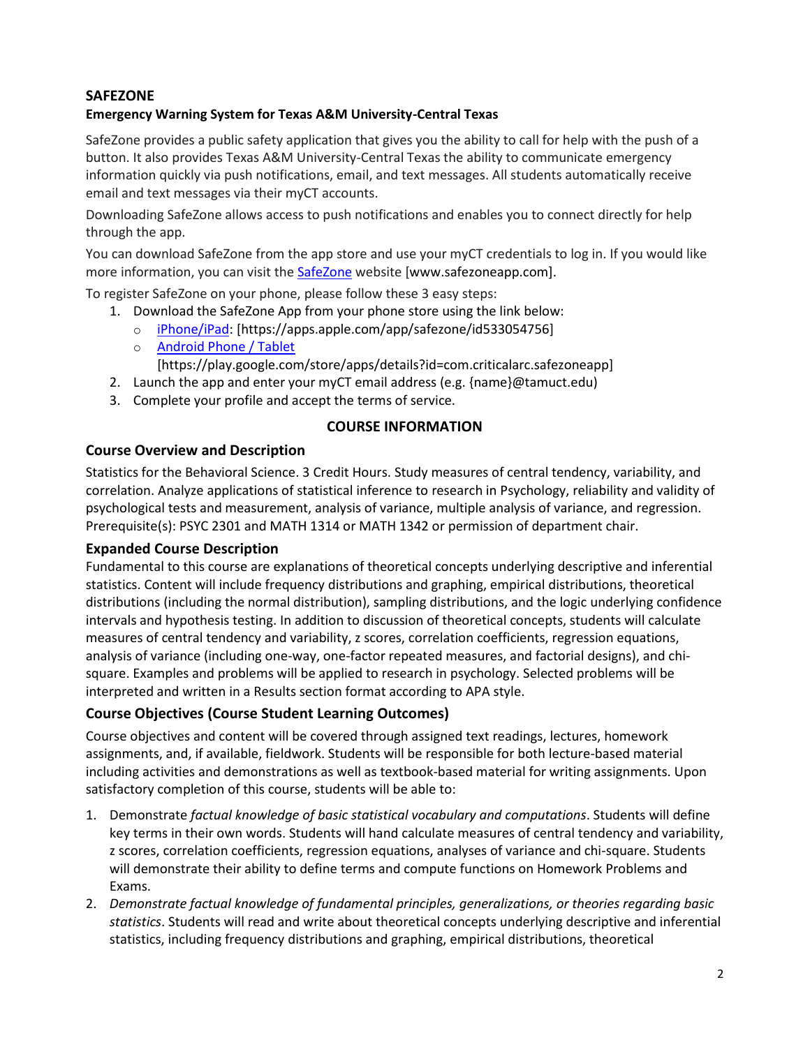## SAFEZONE

### Emergency Warning System for Texas A&M University-Central Texas

SafeZone provides a public safety application that gives you the ability to call for help with the push of a button. It also provides Texas A&M University-Central Texas the ability to communicate emergency information quickly via push notifications, email, and text messages. All students automatically receive email and text messages via their myCT accounts.

Downloading SafeZone allows access to push notifications and enables you to connect directly for help through the app.

You can download SafeZone from the app store and use your myCT credentials to log in. If you would like more information, you can visit the SafeZone website [www.safezoneapp.com].

To register SafeZone on your phone, please follow these 3 easy steps:

1. Download the SafeZone App from your phone store using the link below:
   - iPhone/iPad: [https://apps.apple.com/app/safezone/id533054756]
   - Android Phone / Tablet [https://play.google.com/store/apps/details?id=com.criticalarc.safezoneapp]
2. Launch the app and enter your myCT email address (e.g. {name}@tamuct.edu)
3. Complete your profile and accept the terms of service.

## COURSE INFORMATION

### Course Overview and Description

Statistics for the Behavioral Science. 3 Credit Hours. Study measures of central tendency, variability, and correlation. Analyze applications of statistical inference to research in Psychology, reliability and validity of psychological tests and measurement, analysis of variance, multiple analysis of variance, and regression. Prerequisite(s): PSYC 2301 and MATH 1314 or MATH 1342 or permission of department chair.

### Expanded Course Description

Fundamental to this course are explanations of theoretical concepts underlying descriptive and inferential statistics. Content will include frequency distributions and graphing, empirical distributions, theoretical distributions (including the normal distribution), sampling distributions, and the logic underlying confidence intervals and hypothesis testing. In addition to discussion of theoretical concepts, students will calculate measures of central tendency and variability, z scores, correlation coefficients, regression equations, analysis of variance (including one-way, one-factor repeated measures, and factorial designs), and chi-square. Examples and problems will be applied to research in psychology. Selected problems will be interpreted and written in a Results section format according to APA style.

### Course Objectives (Course Student Learning Outcomes)

Course objectives and content will be covered through assigned text readings, lectures, homework assignments, and, if available, fieldwork. Students will be responsible for both lecture-based material including activities and demonstrations as well as textbook-based material for writing assignments. Upon satisfactory completion of this course, students will be able to:

1. Demonstrate *factual knowledge of basic statistical vocabulary and computations*. Students will define key terms in their own words. Students will hand calculate measures of central tendency and variability, z scores, correlation coefficients, regression equations, analyses of variance and chi-square. Students will demonstrate their ability to define terms and compute functions on Homework Problems and Exams.
2. *Demonstrate factual knowledge of fundamental principles, generalizations, or theories regarding basic statistics*. Students will read and write about theoretical concepts underlying descriptive and inferential statistics, including frequency distributions and graphing, empirical distributions, theoretical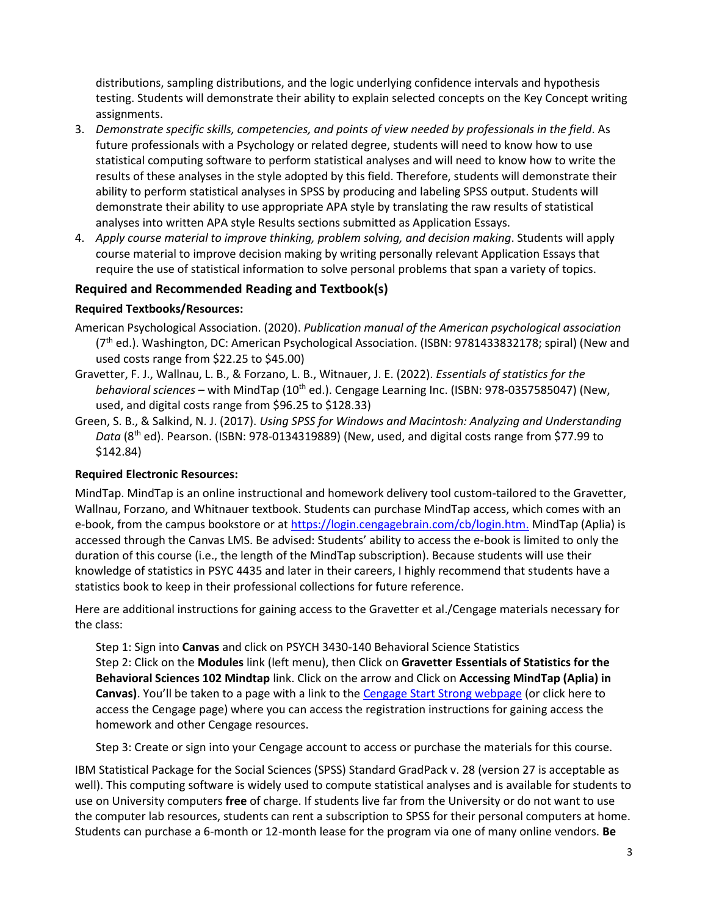distributions, sampling distributions, and the logic underlying confidence intervals and hypothesis testing. Students will demonstrate their ability to explain selected concepts on the Key Concept writing assignments.

3. *Demonstrate specific skills, competencies, and points of view needed by professionals in the field*. As future professionals with a Psychology or related degree, students will need to know how to use statistical computing software to perform statistical analyses and will need to know how to write the results of these analyses in the style adopted by this field. Therefore, students will demonstrate their ability to perform statistical analyses in SPSS by producing and labeling SPSS output. Students will demonstrate their ability to use appropriate APA style by translating the raw results of statistical analyses into written APA style Results sections submitted as Application Essays.
4. *Apply course material to improve thinking, problem solving, and decision making*. Students will apply course material to improve decision making by writing personally relevant Application Essays that require the use of statistical information to solve personal problems that span a variety of topics.

## Required and Recommended Reading and Textbook(s)

### Required Textbooks/Resources:

American Psychological Association. (2020). *Publication manual of the American psychological association* (7th ed.). Washington, DC: American Psychological Association. (ISBN: 9781433832178; spiral) (New and used costs range from $22.25 to $45.00)

Gravetter, F. J., Wallnau, L. B., & Forzano, L. B., Witnauer, J. E. (2022). *Essentials of statistics for the behavioral sciences* – with MindTap (10th ed.). Cengage Learning Inc. (ISBN: 978-0357585047) (New, used, and digital costs range from $96.25 to $128.33)

Green, S. B., & Salkind, N. J. (2017). *Using SPSS for Windows and Macintosh: Analyzing and Understanding Data* (8th ed). Pearson. (ISBN: 978-0134319889) (New, used, and digital costs range from $77.99 to $142.84)

### Required Electronic Resources:

MindTap. MindTap is an online instructional and homework delivery tool custom-tailored to the Gravetter, Wallnau, Forzano, and Whitnauer textbook. Students can purchase MindTap access, which comes with an e-book, from the campus bookstore or at [https://login.cengagebrain.com/cb/login.htm.](https://login.cengagebrain.com/cb/login.htm) MindTap (Aplia) is accessed through the Canvas LMS. Be advised: Students' ability to access the e-book is limited to only the duration of this course (i.e., the length of the MindTap subscription). Because students will use their knowledge of statistics in PSYC 4435 and later in their careers, I highly recommend that students have a statistics book to keep in their professional collections for future reference.

Here are additional instructions for gaining access to the Gravetter et al./Cengage materials necessary for the class:

Step 1: Sign into **Canvas** and click on PSYCH 3430-140 Behavioral Science Statistics
Step 2: Click on the **Modules** link (left menu), then Click on **Gravetter Essentials of Statistics for the Behavioral Sciences 102 Mindtap** link. Click on the arrow and Click on **Accessing MindTap (Aplia) in Canvas)**. You'll be taken to a page with a link to the Cengage Start Strong webpage (or click here to access the Cengage page) where you can access the registration instructions for gaining access the homework and other Cengage resources.

Step 3: Create or sign into your Cengage account to access or purchase the materials for this course.

IBM Statistical Package for the Social Sciences (SPSS) Standard GradPack v. 28 (version 27 is acceptable as well). This computing software is widely used to compute statistical analyses and is available for students to use on University computers **free** of charge. If students live far from the University or do not want to use the computer lab resources, students can rent a subscription to SPSS for their personal computers at home. Students can purchase a 6-month or 12-month lease for the program via one of many online vendors. **Be**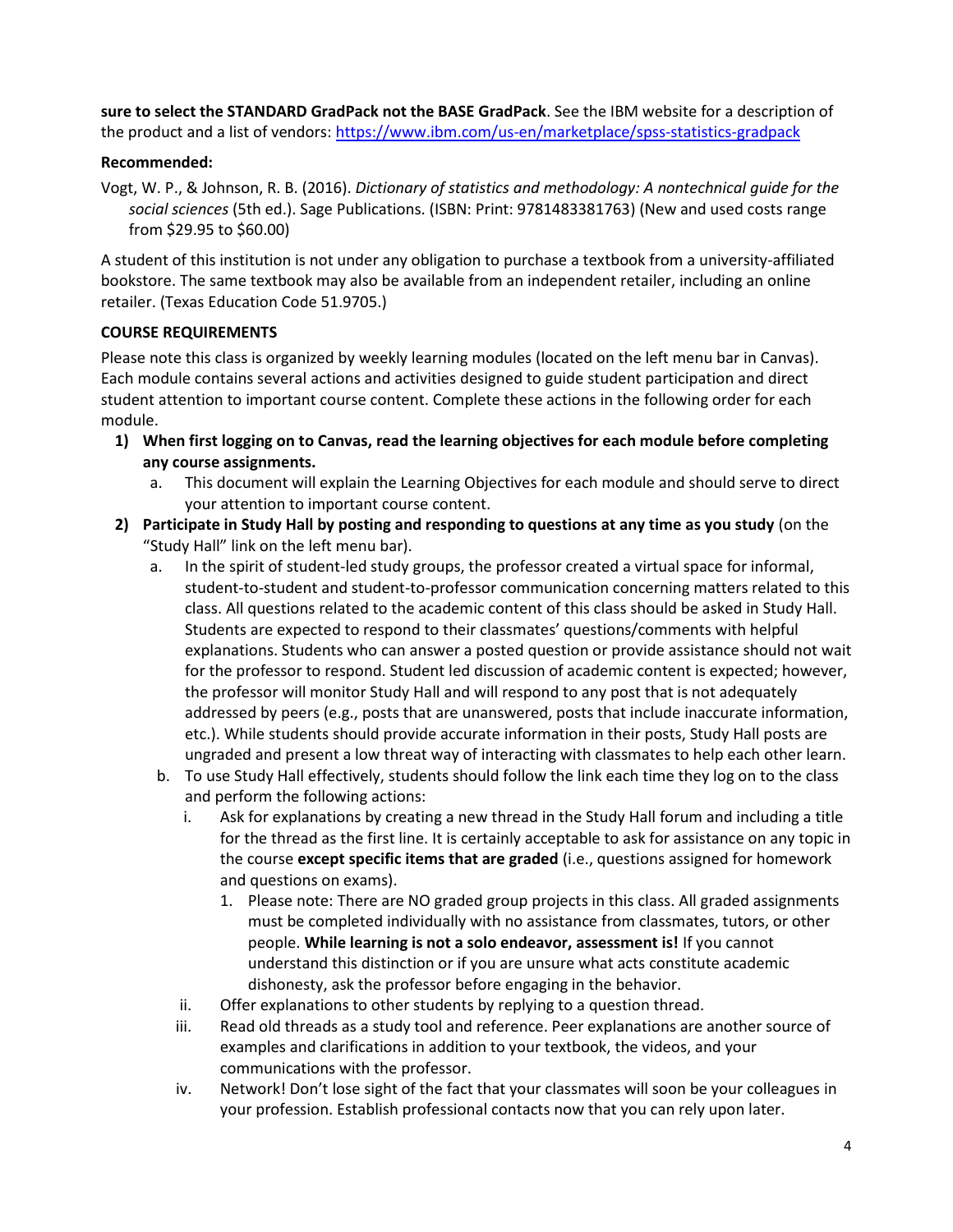**sure to select the STANDARD GradPack not the BASE GradPack**. See the IBM website for a description of the product and a list of vendors: https://www.ibm.com/us-en/marketplace/spss-statistics-gradpack

**Recommended:**

Vogt, W. P., & Johnson, R. B. (2016). *Dictionary of statistics and methodology: A nontechnical guide for the social sciences* (5th ed.). Sage Publications. (ISBN: Print: 9781483381763) (New and used costs range from $29.95 to $60.00)

A student of this institution is not under any obligation to purchase a textbook from a university-affiliated bookstore. The same textbook may also be available from an independent retailer, including an online retailer. (Texas Education Code 51.9705.)

**COURSE REQUIREMENTS**

Please note this class is organized by weekly learning modules (located on the left menu bar in Canvas). Each module contains several actions and activities designed to guide student participation and direct student attention to important course content. Complete these actions in the following order for each module.

1) **When first logging on to Canvas, read the learning objectives for each module before completing any course assignments.**
   a. This document will explain the Learning Objectives for each module and should serve to direct your attention to important course content.
2) **Participate in Study Hall by posting and responding to questions at any time as you study** (on the "Study Hall" link on the left menu bar).
   a. In the spirit of student-led study groups, the professor created a virtual space for informal, student-to-student and student-to-professor communication concerning matters related to this class. All questions related to the academic content of this class should be asked in Study Hall. Students are expected to respond to their classmates' questions/comments with helpful explanations. Students who can answer a posted question or provide assistance should not wait for the professor to respond. Student led discussion of academic content is expected; however, the professor will monitor Study Hall and will respond to any post that is not adequately addressed by peers (e.g., posts that are unanswered, posts that include inaccurate information, etc.). While students should provide accurate information in their posts, Study Hall posts are ungraded and present a low threat way of interacting with classmates to help each other learn.
   b. To use Study Hall effectively, students should follow the link each time they log on to the class and perform the following actions:
      i. Ask for explanations by creating a new thread in the Study Hall forum and including a title for the thread as the first line. It is certainly acceptable to ask for assistance on any topic in the course **except specific items that are graded** (i.e., questions assigned for homework and questions on exams).
         1. Please note: There are NO graded group projects in this class. All graded assignments must be completed individually with no assistance from classmates, tutors, or other people. **While learning is not a solo endeavor, assessment is!** If you cannot understand this distinction or if you are unsure what acts constitute academic dishonesty, ask the professor before engaging in the behavior.
      ii. Offer explanations to other students by replying to a question thread.
      iii. Read old threads as a study tool and reference. Peer explanations are another source of examples and clarifications in addition to your textbook, the videos, and your communications with the professor.
      iv. Network! Don't lose sight of the fact that your classmates will soon be your colleagues in your profession. Establish professional contacts now that you can rely upon later.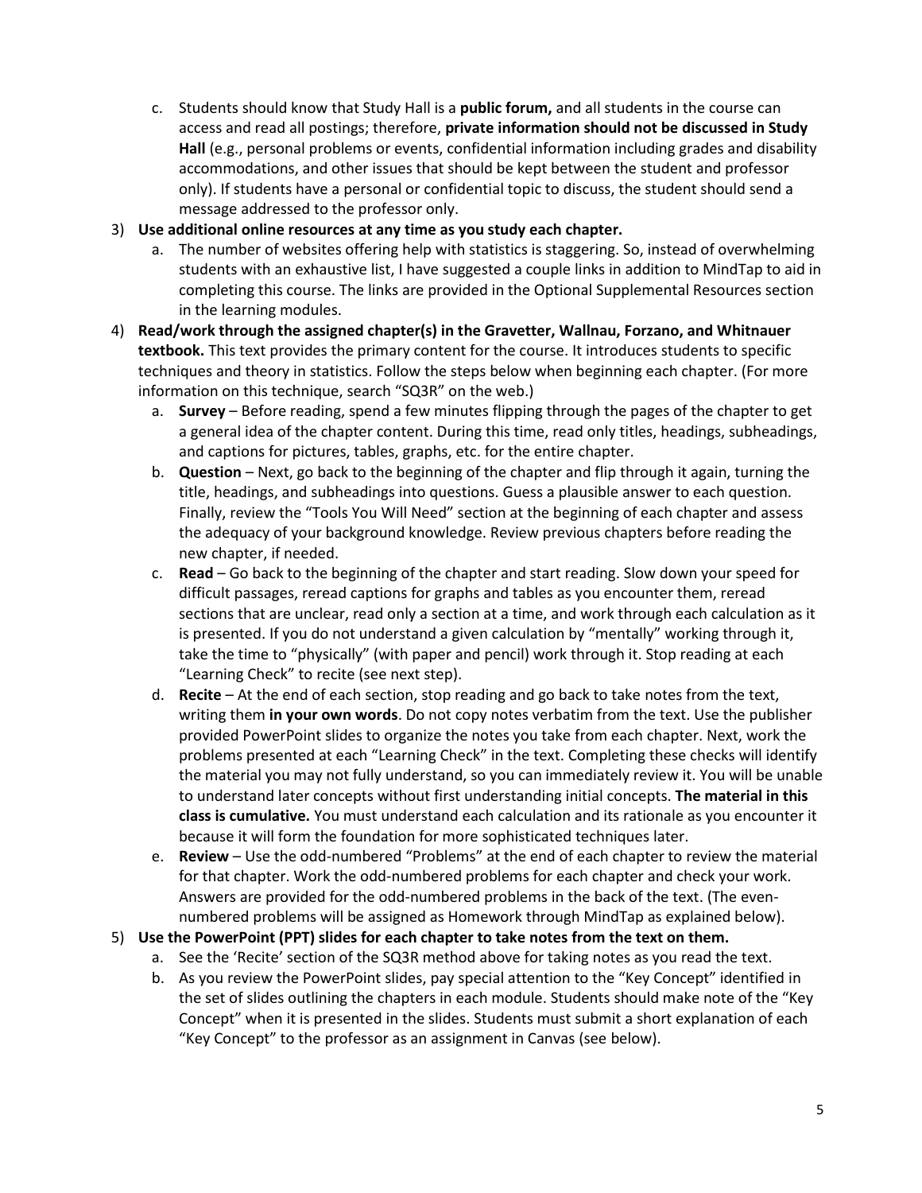c. Students should know that Study Hall is a **public forum,** and all students in the course can access and read all postings; therefore, **private information should not be discussed in Study Hall** (e.g., personal problems or events, confidential information including grades and disability accommodations, and other issues that should be kept between the student and professor only). If students have a personal or confidential topic to discuss, the student should send a message addressed to the professor only.

3) **Use additional online resources at any time as you study each chapter.**
   a. The number of websites offering help with statistics is staggering. So, instead of overwhelming students with an exhaustive list, I have suggested a couple links in addition to MindTap to aid in completing this course. The links are provided in the Optional Supplemental Resources section in the learning modules.

4) **Read/work through the assigned chapter(s) in the Gravetter, Wallnau, Forzano, and Whitnauer textbook.** This text provides the primary content for the course. It introduces students to specific techniques and theory in statistics. Follow the steps below when beginning each chapter. (For more information on this technique, search "SQ3R" on the web.)
   a. **Survey** – Before reading, spend a few minutes flipping through the pages of the chapter to get a general idea of the chapter content. During this time, read only titles, headings, subheadings, and captions for pictures, tables, graphs, etc. for the entire chapter.
   b. **Question** – Next, go back to the beginning of the chapter and flip through it again, turning the title, headings, and subheadings into questions. Guess a plausible answer to each question. Finally, review the "Tools You Will Need" section at the beginning of each chapter and assess the adequacy of your background knowledge. Review previous chapters before reading the new chapter, if needed.
   c. **Read** – Go back to the beginning of the chapter and start reading. Slow down your speed for difficult passages, reread captions for graphs and tables as you encounter them, reread sections that are unclear, read only a section at a time, and work through each calculation as it is presented. If you do not understand a given calculation by "mentally" working through it, take the time to "physically" (with paper and pencil) work through it. Stop reading at each "Learning Check" to recite (see next step).
   d. **Recite** – At the end of each section, stop reading and go back to take notes from the text, writing them **in your own words**. Do not copy notes verbatim from the text. Use the publisher provided PowerPoint slides to organize the notes you take from each chapter. Next, work the problems presented at each "Learning Check" in the text. Completing these checks will identify the material you may not fully understand, so you can immediately review it. You will be unable to understand later concepts without first understanding initial concepts. **The material in this class is cumulative.** You must understand each calculation and its rationale as you encounter it because it will form the foundation for more sophisticated techniques later.
   e. **Review** – Use the odd-numbered "Problems" at the end of each chapter to review the material for that chapter. Work the odd-numbered problems for each chapter and check your work. Answers are provided for the odd-numbered problems in the back of the text. (The even-numbered problems will be assigned as Homework through MindTap as explained below).

5) **Use the PowerPoint (PPT) slides for each chapter to take notes from the text on them.**
   a. See the 'Recite' section of the SQ3R method above for taking notes as you read the text.
   b. As you review the PowerPoint slides, pay special attention to the "Key Concept" identified in the set of slides outlining the chapters in each module. Students should make note of the "Key Concept" when it is presented in the slides. Students must submit a short explanation of each "Key Concept" to the professor as an assignment in Canvas (see below).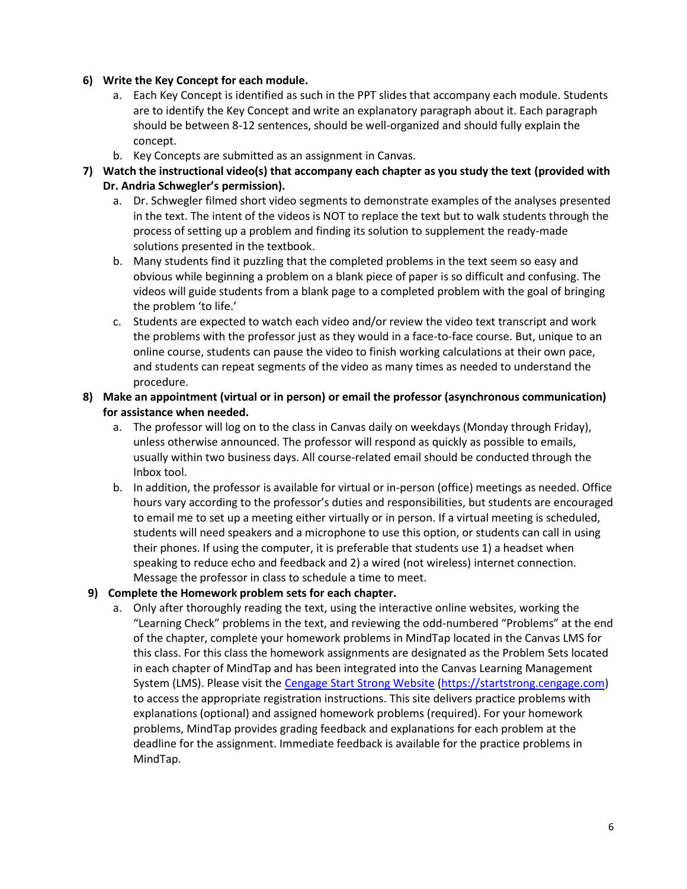6) **Write the Key Concept for each module.**
   a. Each Key Concept is identified as such in the PPT slides that accompany each module. Students are to identify the Key Concept and write an explanatory paragraph about it. Each paragraph should be between 8-12 sentences, should be well-organized and should fully explain the concept.
   b. Key Concepts are submitted as an assignment in Canvas.

7) **Watch the instructional video(s) that accompany each chapter as you study the text (provided with Dr. Andria Schwegler's permission).**
   a. Dr. Schwegler filmed short video segments to demonstrate examples of the analyses presented in the text. The intent of the videos is NOT to replace the text but to walk students through the process of setting up a problem and finding its solution to supplement the ready-made solutions presented in the textbook.
   b. Many students find it puzzling that the completed problems in the text seem so easy and obvious while beginning a problem on a blank piece of paper is so difficult and confusing. The videos will guide students from a blank page to a completed problem with the goal of bringing the problem 'to life.'
   c. Students are expected to watch each video and/or review the video text transcript and work the problems with the professor just as they would in a face-to-face course. But, unique to an online course, students can pause the video to finish working calculations at their own pace, and students can repeat segments of the video as many times as needed to understand the procedure.

8) **Make an appointment (virtual or in person) or email the professor (asynchronous communication) for assistance when needed.**
   a. The professor will log on to the class in Canvas daily on weekdays (Monday through Friday), unless otherwise announced. The professor will respond as quickly as possible to emails, usually within two business days. All course-related email should be conducted through the Inbox tool.
   b. In addition, the professor is available for virtual or in-person (office) meetings as needed. Office hours vary according to the professor's duties and responsibilities, but students are encouraged to email me to set up a meeting either virtually or in person. If a virtual meeting is scheduled, students will need speakers and a microphone to use this option, or students can call in using their phones. If using the computer, it is preferable that students use 1) a headset when speaking to reduce echo and feedback and 2) a wired (not wireless) internet connection. Message the professor in class to schedule a time to meet.

9) **Complete the Homework problem sets for each chapter.**
   a. Only after thoroughly reading the text, using the interactive online websites, working the "Learning Check" problems in the text, and reviewing the odd-numbered "Problems" at the end of the chapter, complete your homework problems in MindTap located in the Canvas LMS for this class. For this class the homework assignments are designated as the Problem Sets located in each chapter of MindTap and has been integrated into the Canvas Learning Management System (LMS). Please visit the [Cengage Start Strong Website](https://startstrong.cengage.com) ([https://startstrong.cengage.com](https://startstrong.cengage.com)) to access the appropriate registration instructions. This site delivers practice problems with explanations (optional) and assigned homework problems (required). For your homework problems, MindTap provides grading feedback and explanations for each problem at the deadline for the assignment. Immediate feedback is available for the practice problems in MindTap.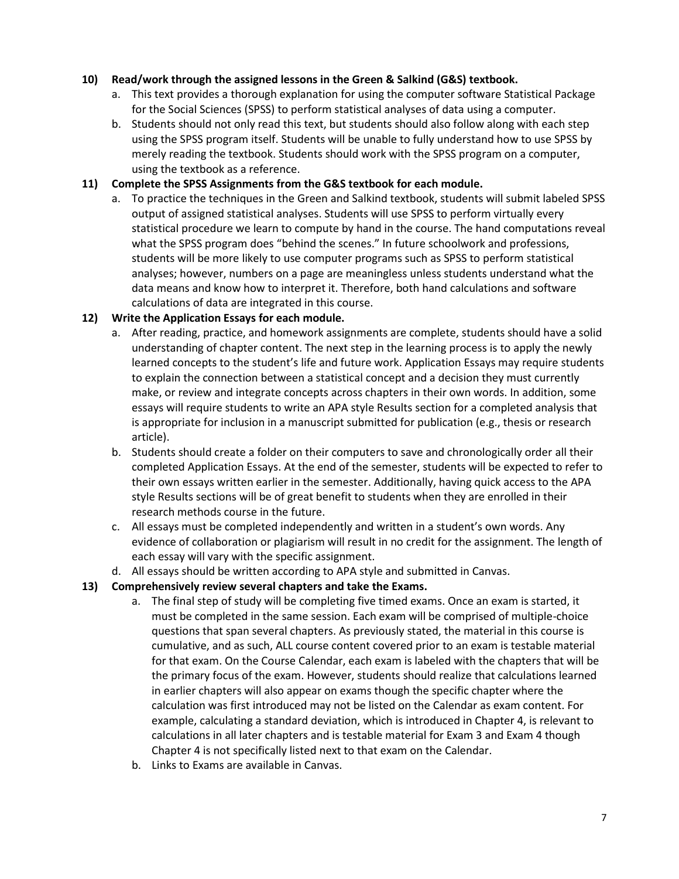**10) Read/work through the assigned lessons in the Green & Salkind (G&S) textbook.**

a. This text provides a thorough explanation for using the computer software Statistical Package for the Social Sciences (SPSS) to perform statistical analyses of data using a computer.

b. Students should not only read this text, but students should also follow along with each step using the SPSS program itself. Students will be unable to fully understand how to use SPSS by merely reading the textbook. Students should work with the SPSS program on a computer, using the textbook as a reference.

**11) Complete the SPSS Assignments from the G&S textbook for each module.**

a. To practice the techniques in the Green and Salkind textbook, students will submit labeled SPSS output of assigned statistical analyses. Students will use SPSS to perform virtually every statistical procedure we learn to compute by hand in the course. The hand computations reveal what the SPSS program does "behind the scenes." In future schoolwork and professions, students will be more likely to use computer programs such as SPSS to perform statistical analyses; however, numbers on a page are meaningless unless students understand what the data means and know how to interpret it. Therefore, both hand calculations and software calculations of data are integrated in this course.

**12) Write the Application Essays for each module.**

a. After reading, practice, and homework assignments are complete, students should have a solid understanding of chapter content. The next step in the learning process is to apply the newly learned concepts to the student's life and future work. Application Essays may require students to explain the connection between a statistical concept and a decision they must currently make, or review and integrate concepts across chapters in their own words. In addition, some essays will require students to write an APA style Results section for a completed analysis that is appropriate for inclusion in a manuscript submitted for publication (e.g., thesis or research article).

b. Students should create a folder on their computers to save and chronologically order all their completed Application Essays. At the end of the semester, students will be expected to refer to their own essays written earlier in the semester. Additionally, having quick access to the APA style Results sections will be of great benefit to students when they are enrolled in their research methods course in the future.

c. All essays must be completed independently and written in a student's own words. Any evidence of collaboration or plagiarism will result in no credit for the assignment. The length of each essay will vary with the specific assignment.

d. All essays should be written according to APA style and submitted in Canvas.

**13) Comprehensively review several chapters and take the Exams.**

a. The final step of study will be completing five timed exams. Once an exam is started, it must be completed in the same session. Each exam will be comprised of multiple-choice questions that span several chapters. As previously stated, the material in this course is cumulative, and as such, ALL course content covered prior to an exam is testable material for that exam. On the Course Calendar, each exam is labeled with the chapters that will be the primary focus of the exam. However, students should realize that calculations learned in earlier chapters will also appear on exams though the specific chapter where the calculation was first introduced may not be listed on the Calendar as exam content. For example, calculating a standard deviation, which is introduced in Chapter 4, is relevant to calculations in all later chapters and is testable material for Exam 3 and Exam 4 though Chapter 4 is not specifically listed next to that exam on the Calendar.

b. Links to Exams are available in Canvas.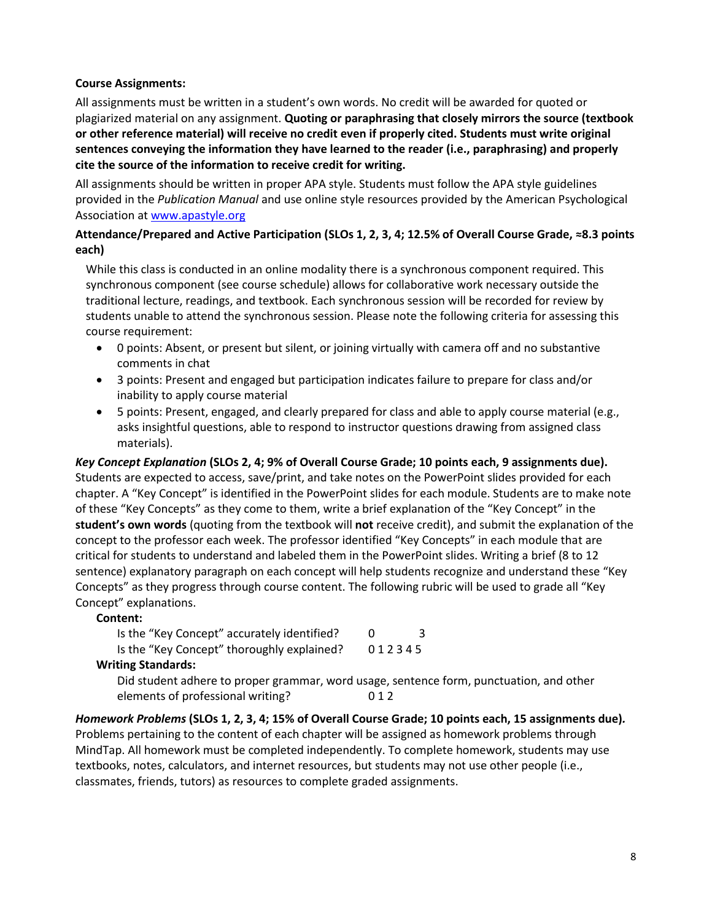**Course Assignments:**

All assignments must be written in a student's own words. No credit will be awarded for quoted or plagiarized material on any assignment. **Quoting or paraphrasing that closely mirrors the source (textbook or other reference material) will receive no credit even if properly cited. Students must write original sentences conveying the information they have learned to the reader (i.e., paraphrasing) and properly cite the source of the information to receive credit for writing.**

All assignments should be written in proper APA style. Students must follow the APA style guidelines provided in the *Publication Manual* and use online style resources provided by the American Psychological Association at [www.apastyle.org](http://www.apastyle.org)

**Attendance/Prepared and Active Participation (SLOs 1, 2, 3, 4; 12.5% of Overall Course Grade, ≈8.3 points each)**

While this class is conducted in an online modality there is a synchronous component required. This synchronous component (see course schedule) allows for collaborative work necessary outside the traditional lecture, readings, and textbook. Each synchronous session will be recorded for review by students unable to attend the synchronous session. Please note the following criteria for assessing this course requirement:

- 0 points: Absent, or present but silent, or joining virtually with camera off and no substantive comments in chat
- 3 points: Present and engaged but participation indicates failure to prepare for class and/or inability to apply course material
- 5 points: Present, engaged, and clearly prepared for class and able to apply course material (e.g., asks insightful questions, able to respond to instructor questions drawing from assigned class materials).

***Key Concept Explanation* (SLOs 2, 4; 9% of Overall Course Grade; 10 points each, 9 assignments due).**
Students are expected to access, save/print, and take notes on the PowerPoint slides provided for each chapter. A "Key Concept" is identified in the PowerPoint slides for each module. Students are to make note of these "Key Concepts" as they come to them, write a brief explanation of the "Key Concept" in the **student's own words** (quoting from the textbook will **not** receive credit), and submit the explanation of the concept to the professor each week. The professor identified "Key Concepts" in each module that are critical for students to understand and labeled them in the PowerPoint slides. Writing a brief (8 to 12 sentence) explanatory paragraph on each concept will help students recognize and understand these "Key Concepts" as they progress through course content. The following rubric will be used to grade all "Key Concept" explanations.

**Content:**

Is the "Key Concept" accurately identified? 0 3

Is the "Key Concept" thoroughly explained? 0 1 2 3 4 5

**Writing Standards:**

Did student adhere to proper grammar, word usage, sentence form, punctuation, and other elements of professional writing? 0 1 2

***Homework Problems* (SLOs 1, 2, 3, 4; 15% of Overall Course Grade; 10 points each, 15 assignments due).**
Problems pertaining to the content of each chapter will be assigned as homework problems through MindTap. All homework must be completed independently. To complete homework, students may use textbooks, notes, calculators, and internet resources, but students may not use other people (i.e., classmates, friends, tutors) as resources to complete graded assignments.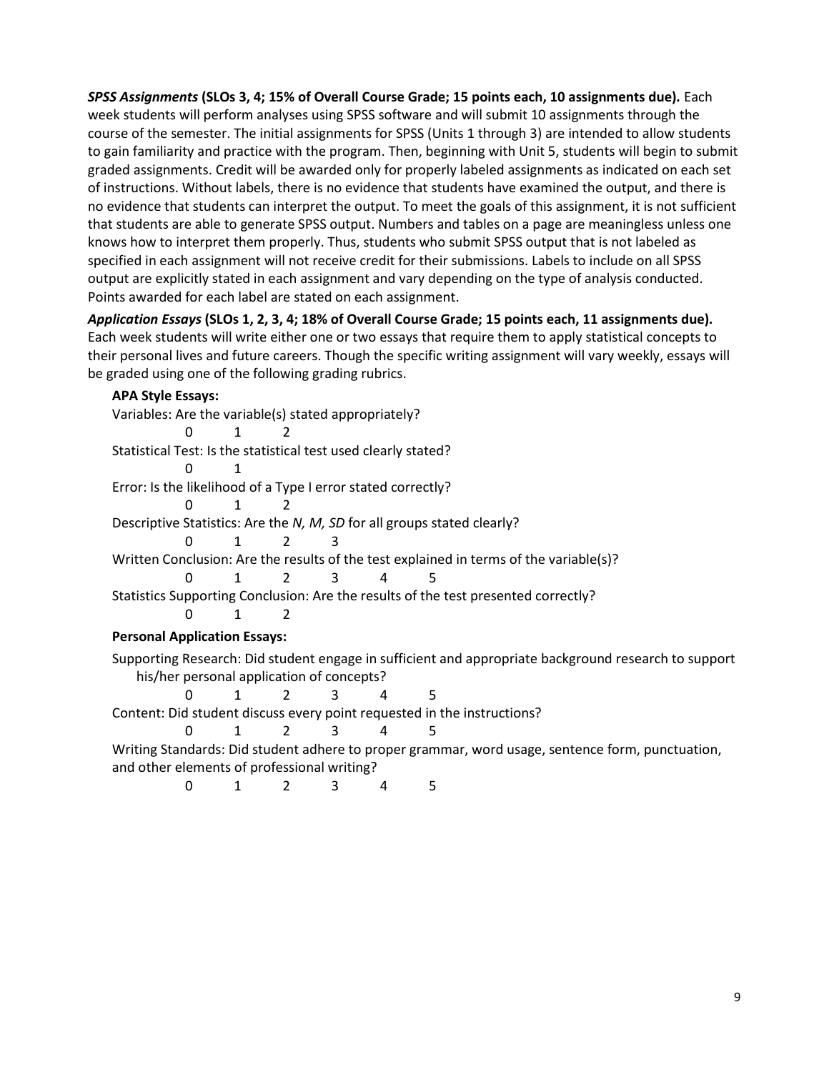***SPSS Assignments* (SLOs 3, 4; 15% of Overall Course Grade; 15 points each, 10 assignments due).** Each week students will perform analyses using SPSS software and will submit 10 assignments through the course of the semester. The initial assignments for SPSS (Units 1 through 3) are intended to allow students to gain familiarity and practice with the program. Then, beginning with Unit 5, students will begin to submit graded assignments. Credit will be awarded only for properly labeled assignments as indicated on each set of instructions. Without labels, there is no evidence that students have examined the output, and there is no evidence that students can interpret the output. To meet the goals of this assignment, it is not sufficient that students are able to generate SPSS output. Numbers and tables on a page are meaningless unless one knows how to interpret them properly. Thus, students who submit SPSS output that is not labeled as specified in each assignment will not receive credit for their submissions. Labels to include on all SPSS output are explicitly stated in each assignment and vary depending on the type of analysis conducted. Points awarded for each label are stated on each assignment.

***Application Essays* (SLOs 1, 2, 3, 4; 18% of Overall Course Grade; 15 points each, 11 assignments due).** Each week students will write either one or two essays that require them to apply statistical concepts to their personal lives and future careers. Though the specific writing assignment will vary weekly, essays will be graded using one of the following grading rubrics.

**APA Style Essays:**

Variables: Are the variable(s) stated appropriately?

0 1 2

Statistical Test: Is the statistical test used clearly stated?

0 1

Error: Is the likelihood of a Type I error stated correctly?

0 1 2

Descriptive Statistics: Are the *N, M, SD* for all groups stated clearly?

0 1 2 3

Written Conclusion: Are the results of the test explained in terms of the variable(s)?

0 1 2 3 4 5

Statistics Supporting Conclusion: Are the results of the test presented correctly?

0 1 2

**Personal Application Essays:**

Supporting Research: Did student engage in sufficient and appropriate background research to support his/her personal application of concepts?

0 1 2 3 4 5

Content: Did student discuss every point requested in the instructions?

0 1 2 3 4 5

Writing Standards: Did student adhere to proper grammar, word usage, sentence form, punctuation, and other elements of professional writing?

0 1 2 3 4 5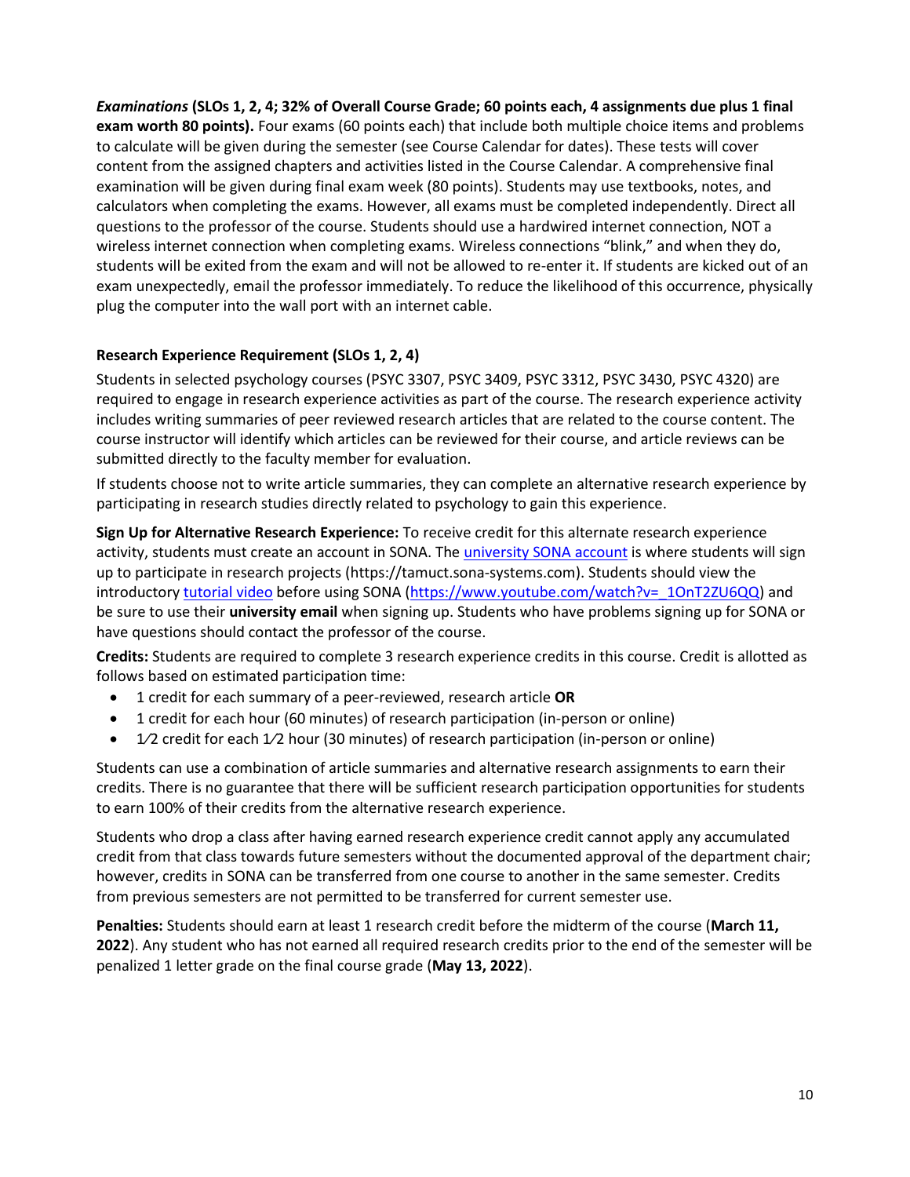***Examinations* (SLOs 1, 2, 4; 32% of Overall Course Grade; 60 points each, 4 assignments due plus 1 final exam worth 80 points).** Four exams (60 points each) that include both multiple choice items and problems to calculate will be given during the semester (see Course Calendar for dates). These tests will cover content from the assigned chapters and activities listed in the Course Calendar. A comprehensive final examination will be given during final exam week (80 points). Students may use textbooks, notes, and calculators when completing the exams. However, all exams must be completed independently. Direct all questions to the professor of the course. Students should use a hardwired internet connection, NOT a wireless internet connection when completing exams. Wireless connections "blink," and when they do, students will be exited from the exam and will not be allowed to re-enter it. If students are kicked out of an exam unexpectedly, email the professor immediately. To reduce the likelihood of this occurrence, physically plug the computer into the wall port with an internet cable.

**Research Experience Requirement (SLOs 1, 2, 4)**

Students in selected psychology courses (PSYC 3307, PSYC 3409, PSYC 3312, PSYC 3430, PSYC 4320) are required to engage in research experience activities as part of the course. The research experience activity includes writing summaries of peer reviewed research articles that are related to the course content. The course instructor will identify which articles can be reviewed for their course, and article reviews can be submitted directly to the faculty member for evaluation.

If students choose not to write article summaries, they can complete an alternative research experience by participating in research studies directly related to psychology to gain this experience.

**Sign Up for Alternative Research Experience:** To receive credit for this alternate research experience activity, students must create an account in SONA. The [university SONA account](https://tamuct.sona-systems.com) is where students will sign up to participate in research projects (https://tamuct.sona-systems.com). Students should view the introductory [tutorial video](https://www.youtube.com/watch?v=_1OnT2ZU6QQ) before using SONA (https://www.youtube.com/watch?v=_1OnT2ZU6QQ) and be sure to use their **university email** when signing up. Students who have problems signing up for SONA or have questions should contact the professor of the course.

**Credits:** Students are required to complete 3 research experience credits in this course. Credit is allotted as follows based on estimated participation time:

- 1 credit for each summary of a peer-reviewed, research article **OR**
- 1 credit for each hour (60 minutes) of research participation (in-person or online)
- 1⁄2 credit for each 1⁄2 hour (30 minutes) of research participation (in-person or online)

Students can use a combination of article summaries and alternative research assignments to earn their credits. There is no guarantee that there will be sufficient research participation opportunities for students to earn 100% of their credits from the alternative research experience.

Students who drop a class after having earned research experience credit cannot apply any accumulated credit from that class towards future semesters without the documented approval of the department chair; however, credits in SONA can be transferred from one course to another in the same semester. Credits from previous semesters are not permitted to be transferred for current semester use.

**Penalties:** Students should earn at least 1 research credit before the midterm of the course (**March 11, 2022**). Any student who has not earned all required research credits prior to the end of the semester will be penalized 1 letter grade on the final course grade (**May 13, 2022**).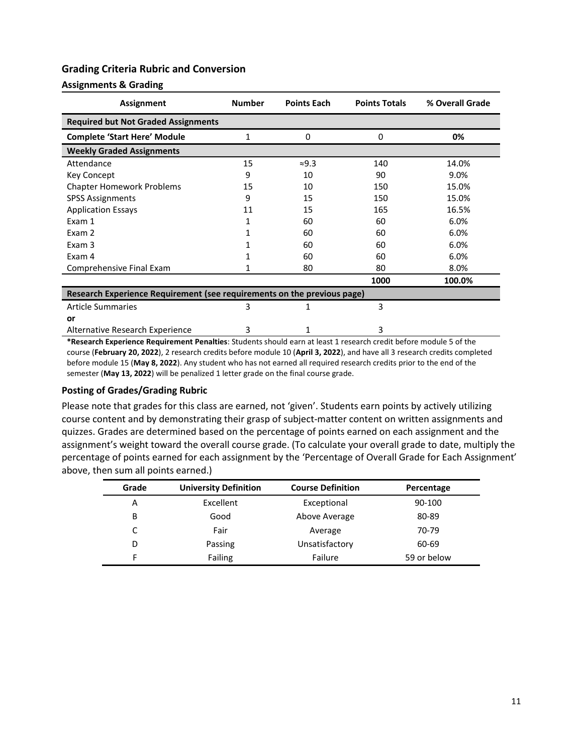## Grading Criteria Rubric and Conversion

### Assignments & Grading

| Assignment | Number | Points Each | Points Totals | % Overall Grade |
|---|---|---|---|---|
| **Required but Not Graded Assignments** | | | | |
| **Complete 'Start Here' Module** | 1 | 0 | 0 | **0%** |
| **Weekly Graded Assignments** | | | | |
| Attendance | 15 | ≈9.3 | 140 | 14.0% |
| Key Concept | 9 | 10 | 90 | 9.0% |
| Chapter Homework Problems | 15 | 10 | 150 | 15.0% |
| SPSS Assignments | 9 | 15 | 150 | 15.0% |
| Application Essays | 11 | 15 | 165 | 16.5% |
| Exam 1 | 1 | 60 | 60 | 6.0% |
| Exam 2 | 1 | 60 | 60 | 6.0% |
| Exam 3 | 1 | 60 | 60 | 6.0% |
| Exam 4 | 1 | 60 | 60 | 6.0% |
| Comprehensive Final Exam | 1 | 80 | 80 | 8.0% |
| | | | **1000** | **100.0%** |
| **Research Experience Requirement (see requirements on the previous page)** | | | | |
| Article Summaries | 3 | 1 | 3 | |
| **or** | | | | |
| Alternative Research Experience | 3 | 1 | 3 | |

***Research Experience Requirement Penalties**: Students should earn at least 1 research credit before module 5 of the course (**February 20, 2022**), 2 research credits before module 10 (**April 3, 2022**), and have all 3 research credits completed before module 15 (**May 8, 2022**). Any student who has not earned all required research credits prior to the end of the semester (**May 13, 2022**) will be penalized 1 letter grade on the final course grade.

### Posting of Grades/Grading Rubric

Please note that grades for this class are earned, not 'given'. Students earn points by actively utilizing course content and by demonstrating their grasp of subject-matter content on written assignments and quizzes. Grades are determined based on the percentage of points earned on each assignment and the assignment's weight toward the overall course grade. (To calculate your overall grade to date, multiply the percentage of points earned for each assignment by the 'Percentage of Overall Grade for Each Assignment' above, then sum all points earned.)

| Grade | University Definition | Course Definition | Percentage |
|---|---|---|---|
| A | Excellent | Exceptional | 90-100 |
| B | Good | Above Average | 80-89 |
| C | Fair | Average | 70-79 |
| D | Passing | Unsatisfactory | 60-69 |
| F | Failing | Failure | 59 or below |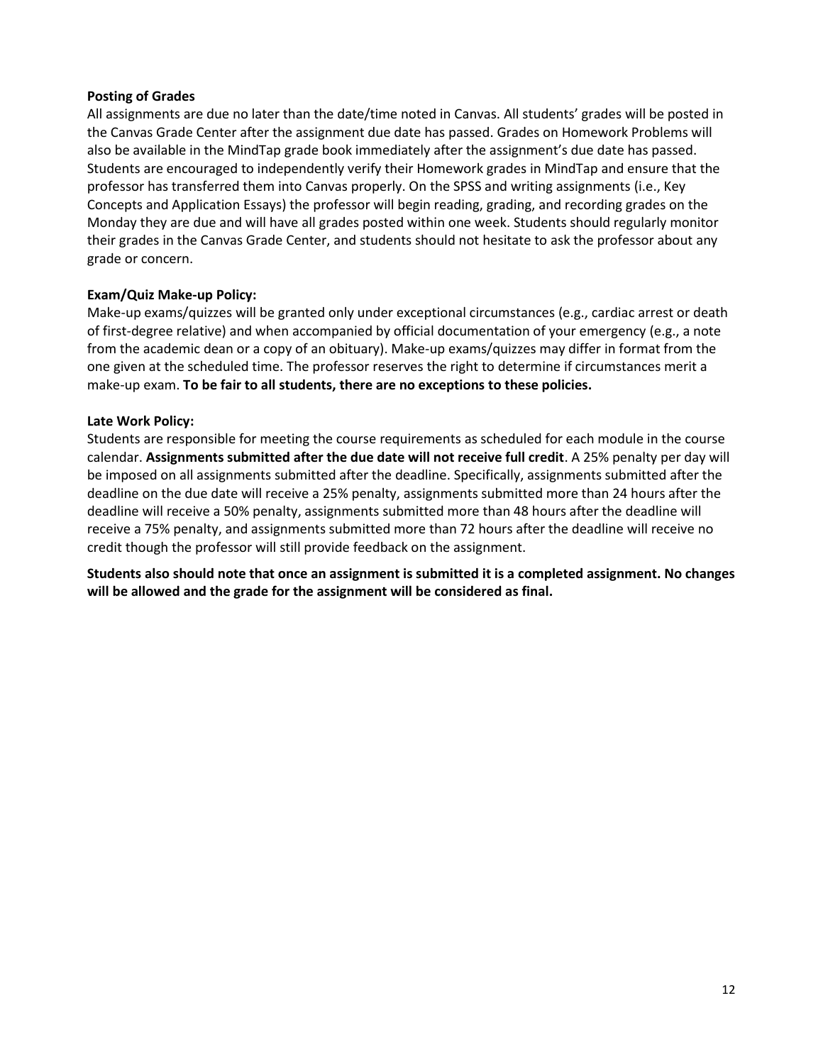**Posting of Grades**

All assignments are due no later than the date/time noted in Canvas. All students' grades will be posted in the Canvas Grade Center after the assignment due date has passed. Grades on Homework Problems will also be available in the MindTap grade book immediately after the assignment's due date has passed. Students are encouraged to independently verify their Homework grades in MindTap and ensure that the professor has transferred them into Canvas properly. On the SPSS and writing assignments (i.e., Key Concepts and Application Essays) the professor will begin reading, grading, and recording grades on the Monday they are due and will have all grades posted within one week. Students should regularly monitor their grades in the Canvas Grade Center, and students should not hesitate to ask the professor about any grade or concern.

**Exam/Quiz Make-up Policy:**

Make-up exams/quizzes will be granted only under exceptional circumstances (e.g., cardiac arrest or death of first-degree relative) and when accompanied by official documentation of your emergency (e.g., a note from the academic dean or a copy of an obituary). Make-up exams/quizzes may differ in format from the one given at the scheduled time. The professor reserves the right to determine if circumstances merit a make-up exam. **To be fair to all students, there are no exceptions to these policies.**

**Late Work Policy:**

Students are responsible for meeting the course requirements as scheduled for each module in the course calendar. **Assignments submitted after the due date will not receive full credit**. A 25% penalty per day will be imposed on all assignments submitted after the deadline. Specifically, assignments submitted after the deadline on the due date will receive a 25% penalty, assignments submitted more than 24 hours after the deadline will receive a 50% penalty, assignments submitted more than 48 hours after the deadline will receive a 75% penalty, and assignments submitted more than 72 hours after the deadline will receive no credit though the professor will still provide feedback on the assignment.

**Students also should note that once an assignment is submitted it is a completed assignment. No changes will be allowed and the grade for the assignment will be considered as final.**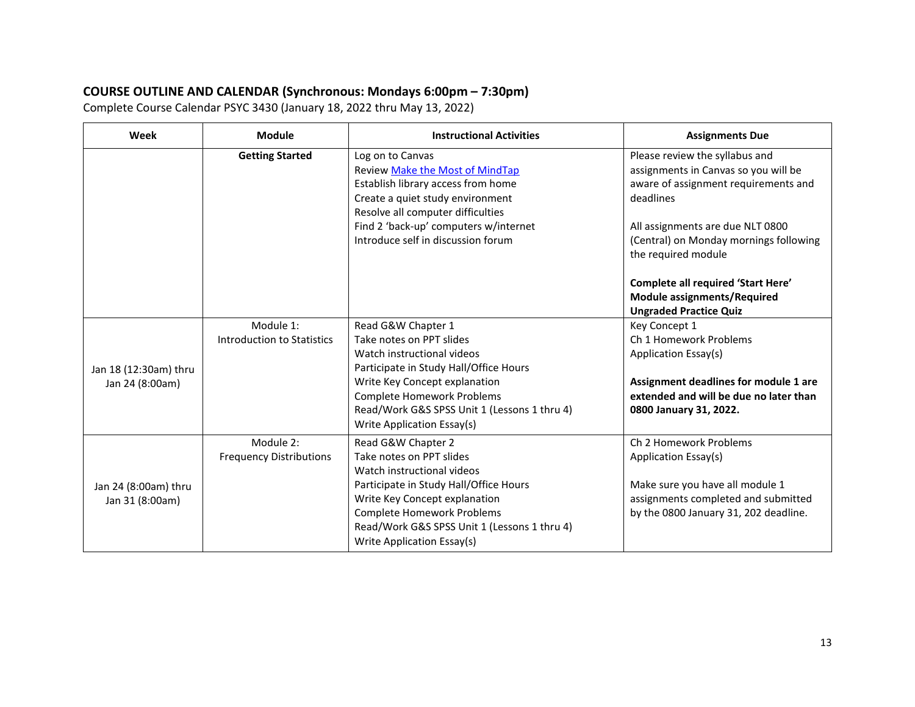## COURSE OUTLINE AND CALENDAR (Synchronous: Mondays 6:00pm – 7:30pm)

Complete Course Calendar PSYC 3430 (January 18, 2022 thru May 13, 2022)

| Week | Module | Instructional Activities | Assignments Due |
|---|---|---|---|
| | **Getting Started** | Log on to Canvas<br>Review [Make the Most of MindTap]()<br>Establish library access from home<br>Create a quiet study environment<br>Resolve all computer difficulties<br>Find 2 'back-up' computers w/internet<br>Introduce self in discussion forum | Please review the syllabus and assignments in Canvas so you will be aware of assignment requirements and deadlines<br><br>All assignments are due NLT 0800 (Central) on Monday mornings following the required module<br><br>**Complete all required 'Start Here' Module assignments/Required Ungraded Practice Quiz** |
| Jan 18 (12:30am) thru Jan 24 (8:00am) | Module 1:<br>Introduction to Statistics | Read G&W Chapter 1<br>Take notes on PPT slides<br>Watch instructional videos<br>Participate in Study Hall/Office Hours<br>Write Key Concept explanation<br>Complete Homework Problems<br>Read/Work G&S SPSS Unit 1 (Lessons 1 thru 4)<br>Write Application Essay(s) | Key Concept 1<br>Ch 1 Homework Problems<br>Application Essay(s)<br><br>**Assignment deadlines for module 1 are extended and will be due no later than 0800 January 31, 2022.** |
| Jan 24 (8:00am) thru Jan 31 (8:00am) | Module 2:<br>Frequency Distributions | Read G&W Chapter 2<br>Take notes on PPT slides<br>Watch instructional videos<br>Participate in Study Hall/Office Hours<br>Write Key Concept explanation<br>Complete Homework Problems<br>Read/Work G&S SPSS Unit 1 (Lessons 1 thru 4)<br>Write Application Essay(s) | Ch 2 Homework Problems<br>Application Essay(s)<br><br>Make sure you have all module 1 assignments completed and submitted by the 0800 January 31, 202 deadline. |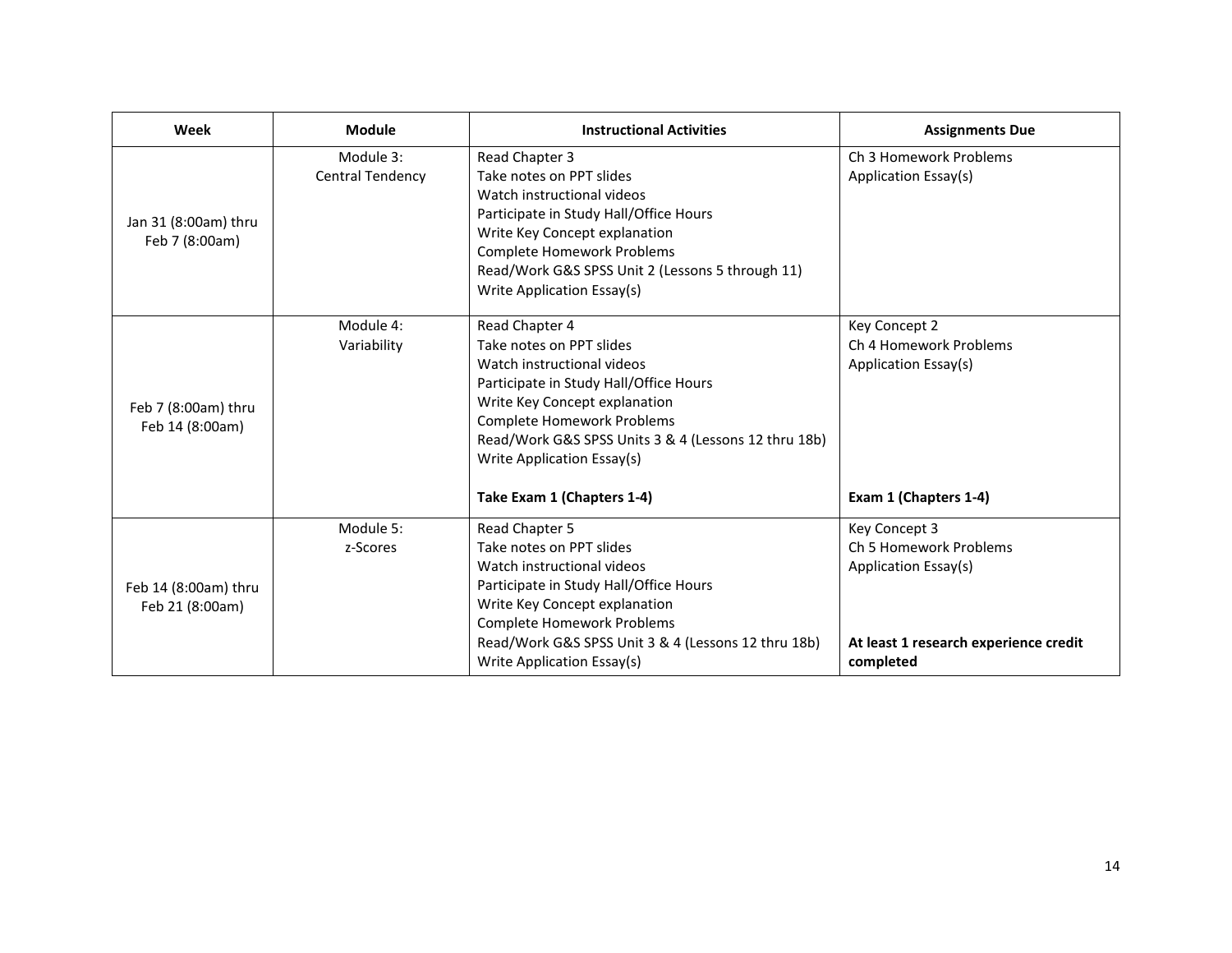| Week | Module | Instructional Activities | Assignments Due |
|---|---|---|---|
| Jan 31 (8:00am) thru Feb 7 (8:00am) | Module 3: Central Tendency | Read Chapter 3<br>Take notes on PPT slides<br>Watch instructional videos<br>Participate in Study Hall/Office Hours<br>Write Key Concept explanation<br>Complete Homework Problems<br>Read/Work G&S SPSS Unit 2 (Lessons 5 through 11)<br>Write Application Essay(s) | Ch 3 Homework Problems<br>Application Essay(s) |
| Feb 7 (8:00am) thru Feb 14 (8:00am) | Module 4: Variability | Read Chapter 4<br>Take notes on PPT slides<br>Watch instructional videos<br>Participate in Study Hall/Office Hours<br>Write Key Concept explanation<br>Complete Homework Problems<br>Read/Work G&S SPSS Units 3 & 4 (Lessons 12 thru 18b)<br>Write Application Essay(s)<br><br>**Take Exam 1 (Chapters 1-4)** | Key Concept 2<br>Ch 4 Homework Problems<br>Application Essay(s)<br><br>**Exam 1 (Chapters 1-4)** |
| Feb 14 (8:00am) thru Feb 21 (8:00am) | Module 5: z-Scores | Read Chapter 5<br>Take notes on PPT slides<br>Watch instructional videos<br>Participate in Study Hall/Office Hours<br>Write Key Concept explanation<br>Complete Homework Problems<br>Read/Work G&S SPSS Unit 3 & 4 (Lessons 12 thru 18b)<br>Write Application Essay(s) | Key Concept 3<br>Ch 5 Homework Problems<br>Application Essay(s)<br><br>**At least 1 research experience credit completed** |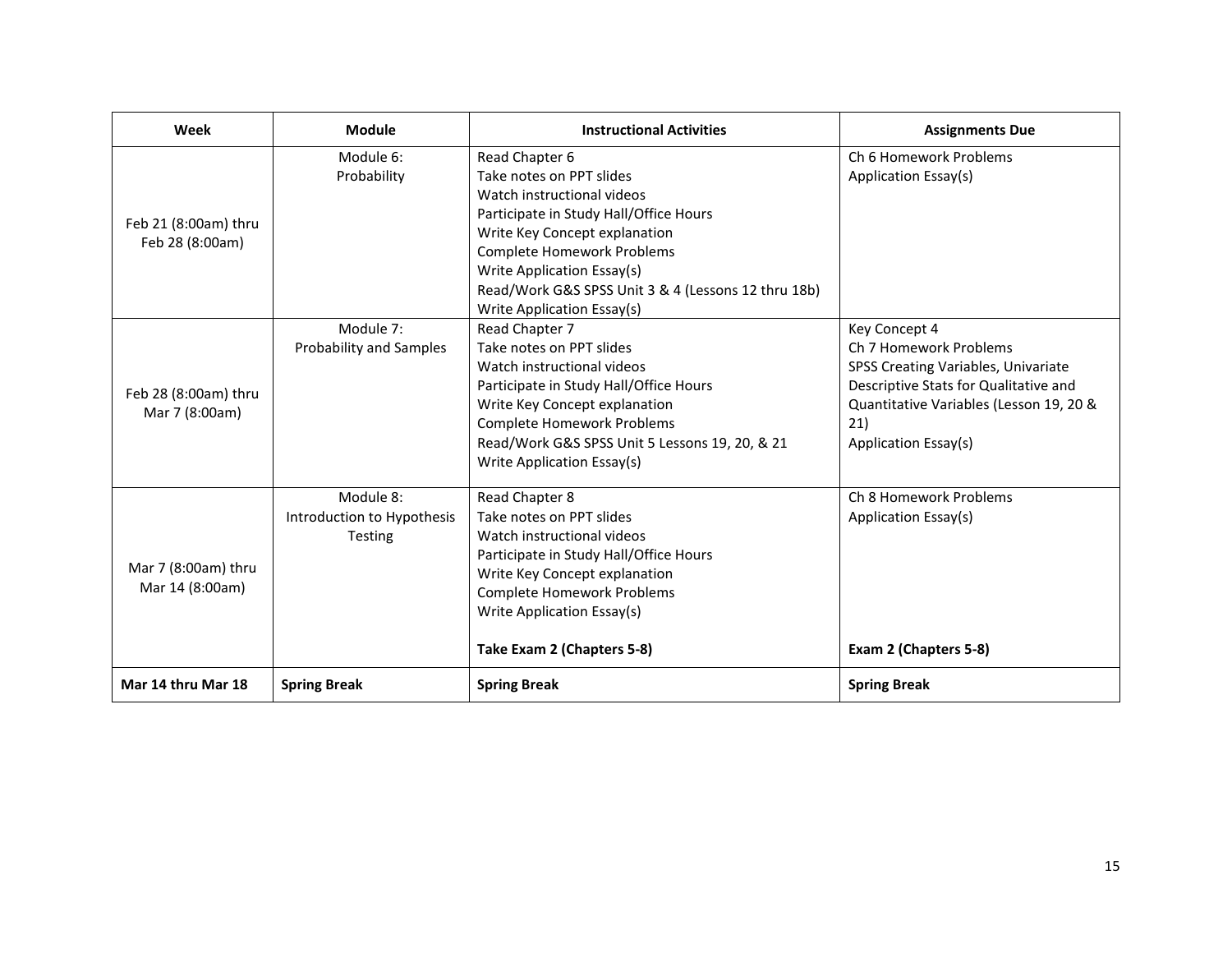| Week | Module | Instructional Activities | Assignments Due |
|---|---|---|---|
| Feb 21 (8:00am) thru Feb 28 (8:00am) | Module 6: Probability | Read Chapter 6<br>Take notes on PPT slides<br>Watch instructional videos<br>Participate in Study Hall/Office Hours<br>Write Key Concept explanation<br>Complete Homework Problems<br>Write Application Essay(s)<br>Read/Work G&S SPSS Unit 3 & 4 (Lessons 12 thru 18b)<br>Write Application Essay(s) | Ch 6 Homework Problems<br>Application Essay(s) |
| Feb 28 (8:00am) thru Mar 7 (8:00am) | Module 7: Probability and Samples | Read Chapter 7<br>Take notes on PPT slides<br>Watch instructional videos<br>Participate in Study Hall/Office Hours<br>Write Key Concept explanation<br>Complete Homework Problems<br>Read/Work G&S SPSS Unit 5 Lessons 19, 20, & 21<br>Write Application Essay(s) | Key Concept 4<br>Ch 7 Homework Problems<br>SPSS Creating Variables, Univariate Descriptive Stats for Qualitative and Quantitative Variables (Lesson 19, 20 & 21)<br>Application Essay(s) |
| Mar 7 (8:00am) thru Mar 14 (8:00am) | Module 8: Introduction to Hypothesis Testing | Read Chapter 8<br>Take notes on PPT slides<br>Watch instructional videos<br>Participate in Study Hall/Office Hours<br>Write Key Concept explanation<br>Complete Homework Problems<br>Write Application Essay(s)<br><br>**Take Exam 2 (Chapters 5-8)** | Ch 8 Homework Problems<br>Application Essay(s)<br><br>**Exam 2 (Chapters 5-8)** |
| **Mar 14 thru Mar 18** | **Spring Break** | **Spring Break** | **Spring Break** |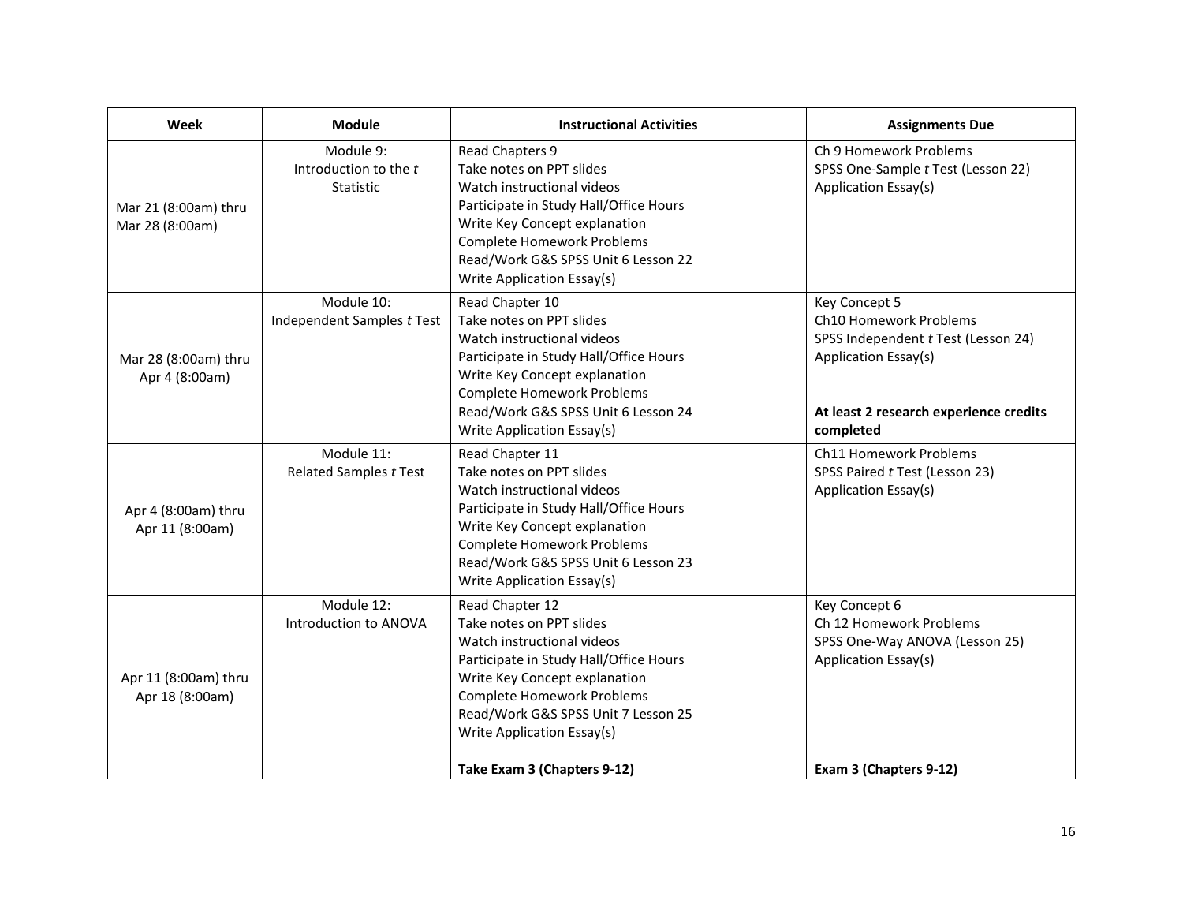| Week | Module | Instructional Activities | Assignments Due |
|---|---|---|---|
| Mar 21 (8:00am) thru Mar 28 (8:00am) | Module 9: Introduction to the *t* Statistic | Read Chapters 9<br>Take notes on PPT slides<br>Watch instructional videos<br>Participate in Study Hall/Office Hours<br>Write Key Concept explanation<br>Complete Homework Problems<br>Read/Work G&S SPSS Unit 6 Lesson 22<br>Write Application Essay(s) | Ch 9 Homework Problems<br>SPSS One-Sample *t* Test (Lesson 22)<br>Application Essay(s) |
| Mar 28 (8:00am) thru Apr 4 (8:00am) | Module 10: Independent Samples *t* Test | Read Chapter 10<br>Take notes on PPT slides<br>Watch instructional videos<br>Participate in Study Hall/Office Hours<br>Write Key Concept explanation<br>Complete Homework Problems<br>Read/Work G&S SPSS Unit 6 Lesson 24<br>Write Application Essay(s) | Key Concept 5<br>Ch10 Homework Problems<br>SPSS Independent *t* Test (Lesson 24)<br>Application Essay(s)<br><br>**At least 2 research experience credits completed** |
| Apr 4 (8:00am) thru Apr 11 (8:00am) | Module 11: Related Samples *t* Test | Read Chapter 11<br>Take notes on PPT slides<br>Watch instructional videos<br>Participate in Study Hall/Office Hours<br>Write Key Concept explanation<br>Complete Homework Problems<br>Read/Work G&S SPSS Unit 6 Lesson 23<br>Write Application Essay(s) | Ch11 Homework Problems<br>SPSS Paired *t* Test (Lesson 23)<br>Application Essay(s) |
| Apr 11 (8:00am) thru Apr 18 (8:00am) | Module 12: Introduction to ANOVA | Read Chapter 12<br>Take notes on PPT slides<br>Watch instructional videos<br>Participate in Study Hall/Office Hours<br>Write Key Concept explanation<br>Complete Homework Problems<br>Read/Work G&S SPSS Unit 7 Lesson 25<br>Write Application Essay(s)<br><br>**Take Exam 3 (Chapters 9-12)** | Key Concept 6<br>Ch 12 Homework Problems<br>SPSS One-Way ANOVA (Lesson 25)<br>Application Essay(s)<br><br>**Exam 3 (Chapters 9-12)** |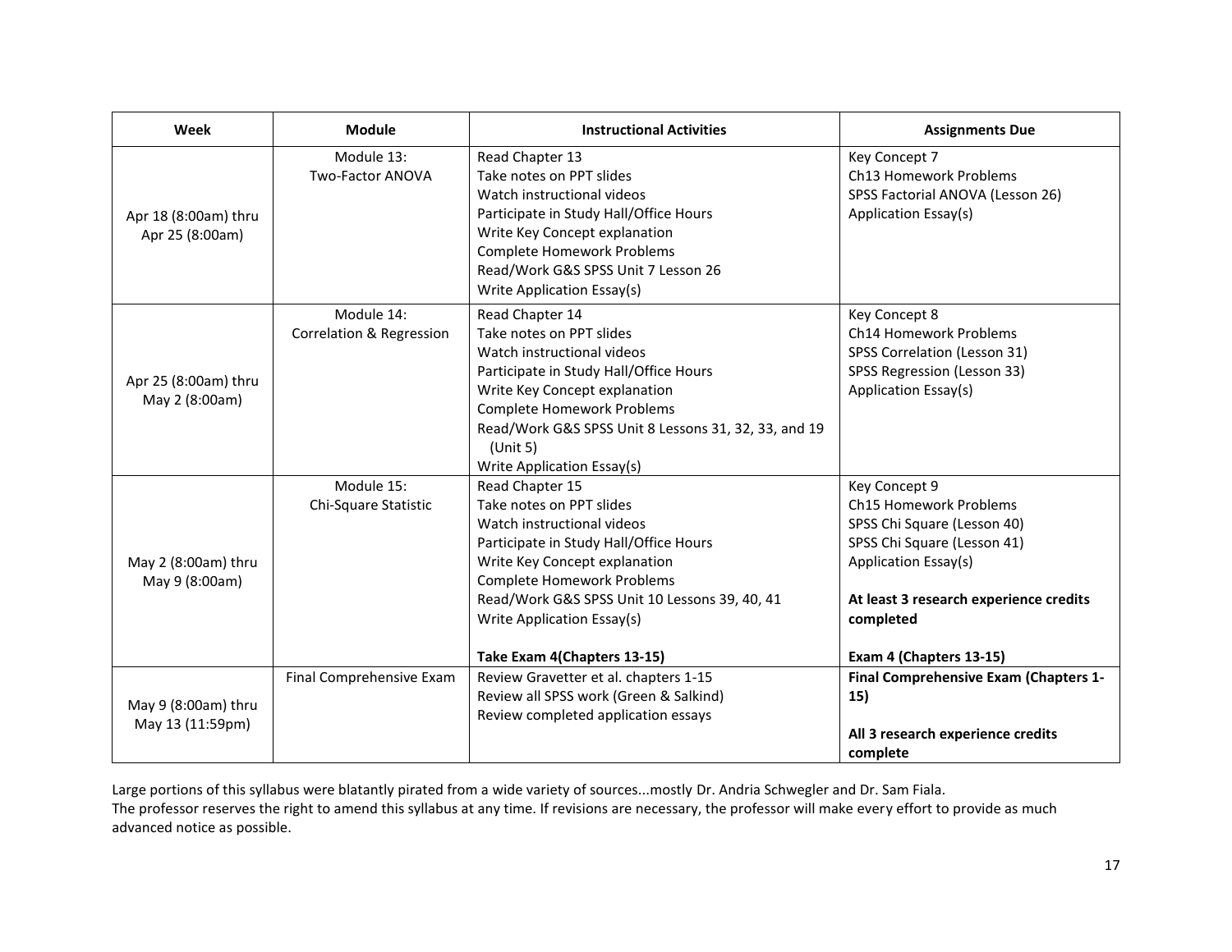| Week | Module | Instructional Activities | Assignments Due |
| --- | --- | --- | --- |
| Apr 18 (8:00am) thru Apr 25 (8:00am) | Module 13: Two-Factor ANOVA | Read Chapter 13<br>Take notes on PPT slides<br>Watch instructional videos<br>Participate in Study Hall/Office Hours<br>Write Key Concept explanation<br>Complete Homework Problems<br>Read/Work G&S SPSS Unit 7 Lesson 26<br>Write Application Essay(s) | Key Concept 7<br>Ch13 Homework Problems<br>SPSS Factorial ANOVA (Lesson 26)<br>Application Essay(s) |
| Apr 25 (8:00am) thru May 2 (8:00am) | Module 14: Correlation & Regression | Read Chapter 14<br>Take notes on PPT slides<br>Watch instructional videos<br>Participate in Study Hall/Office Hours<br>Write Key Concept explanation<br>Complete Homework Problems<br>Read/Work G&S SPSS Unit 8 Lessons 31, 32, 33, and 19 (Unit 5)<br>Write Application Essay(s) | Key Concept 8<br>Ch14 Homework Problems<br>SPSS Correlation (Lesson 31)<br>SPSS Regression (Lesson 33)<br>Application Essay(s) |
| May 2 (8:00am) thru May 9 (8:00am) | Module 15: Chi-Square Statistic | Read Chapter 15<br>Take notes on PPT slides<br>Watch instructional videos<br>Participate in Study Hall/Office Hours<br>Write Key Concept explanation<br>Complete Homework Problems<br>Read/Work G&S SPSS Unit 10 Lessons 39, 40, 41<br>Write Application Essay(s)<br><br>**Take Exam 4(Chapters 13-15)** | Key Concept 9<br>Ch15 Homework Problems<br>SPSS Chi Square (Lesson 40)<br>SPSS Chi Square (Lesson 41)<br>Application Essay(s)<br><br>**At least 3 research experience credits completed**<br><br>**Exam 4 (Chapters 13-15)** |
| May 9 (8:00am) thru May 13 (11:59pm) | Final Comprehensive Exam | Review Gravetter et al. chapters 1-15<br>Review all SPSS work (Green & Salkind)<br>Review completed application essays | **Final Comprehensive Exam (Chapters 1-15)**<br><br>**All 3 research experience credits complete** |

Large portions of this syllabus were blatantly pirated from a wide variety of sources...mostly Dr. Andria Schwegler and Dr. Sam Fiala.
The professor reserves the right to amend this syllabus at any time. If revisions are necessary, the professor will make every effort to provide as much advanced notice as possible.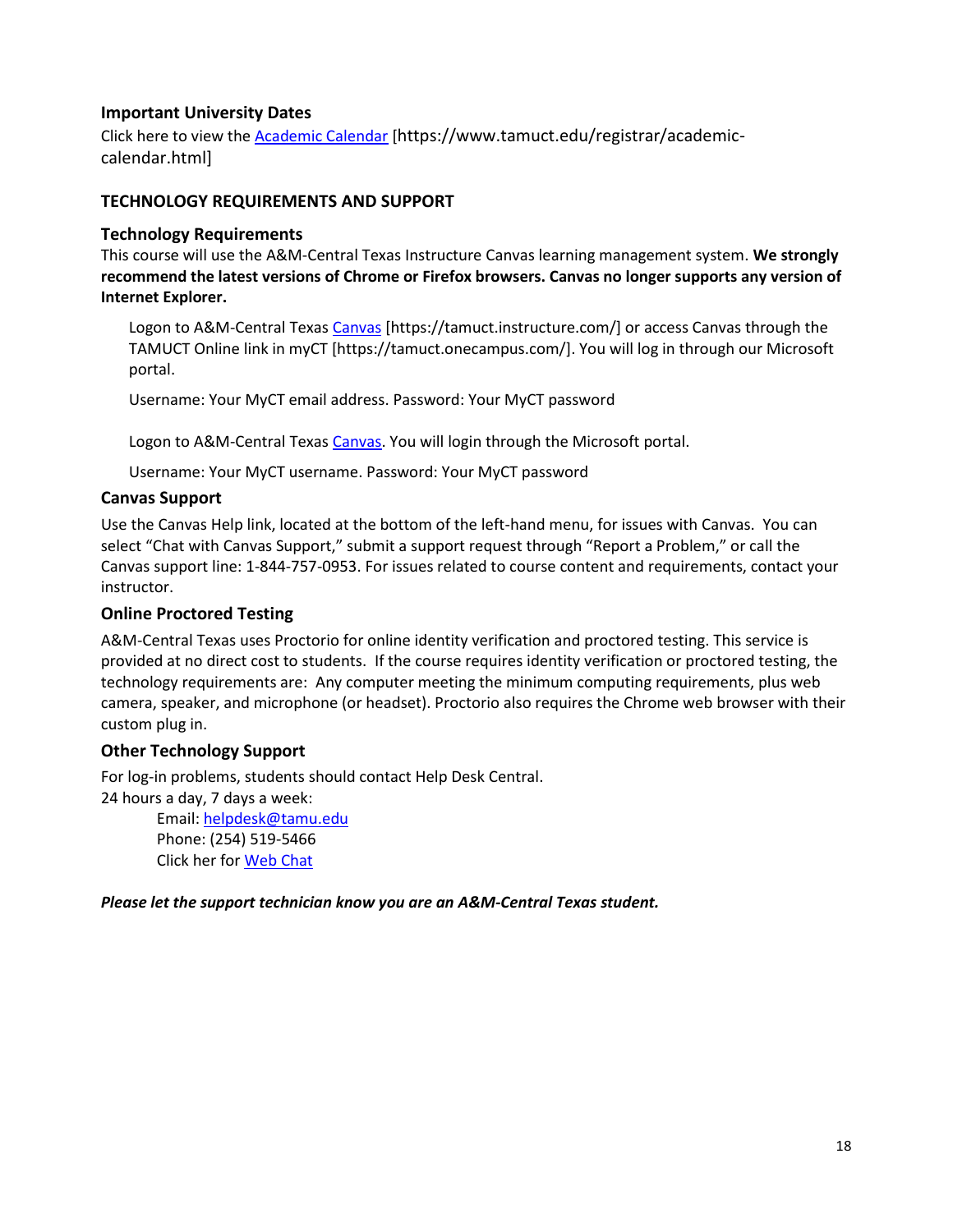### Important University Dates

Click here to view the [Academic Calendar](https://www.tamuct.edu/registrar/academic-calendar.html) [https://www.tamuct.edu/registrar/academic-calendar.html]

## TECHNOLOGY REQUIREMENTS AND SUPPORT

### Technology Requirements

This course will use the A&M-Central Texas Instructure Canvas learning management system. **We strongly recommend the latest versions of Chrome or Firefox browsers. Canvas no longer supports any version of Internet Explorer.**

Logon to A&M-Central Texas [Canvas](https://tamuct.instructure.com/) [https://tamuct.instructure.com/] or access Canvas through the TAMUCT Online link in myCT [https://tamuct.onecampus.com/]. You will log in through our Microsoft portal.

Username: Your MyCT email address. Password: Your MyCT password

Logon to A&M-Central Texas [Canvas](https://tamuct.instructure.com/). You will login through the Microsoft portal.

Username: Your MyCT username. Password: Your MyCT password

### Canvas Support

Use the Canvas Help link, located at the bottom of the left-hand menu, for issues with Canvas. You can select "Chat with Canvas Support," submit a support request through "Report a Problem," or call the Canvas support line: 1-844-757-0953. For issues related to course content and requirements, contact your instructor.

### Online Proctored Testing

A&M-Central Texas uses Proctorio for online identity verification and proctored testing. This service is provided at no direct cost to students. If the course requires identity verification or proctored testing, the technology requirements are: Any computer meeting the minimum computing requirements, plus web camera, speaker, and microphone (or headset). Proctorio also requires the Chrome web browser with their custom plug in.

### Other Technology Support

For log-in problems, students should contact Help Desk Central.
24 hours a day, 7 days a week:

Email: [helpdesk@tamu.edu](mailto:helpdesk@tamu.edu)
Phone: (254) 519-5466
Click her for Web Chat

***Please let the support technician know you are an A&M-Central Texas student.***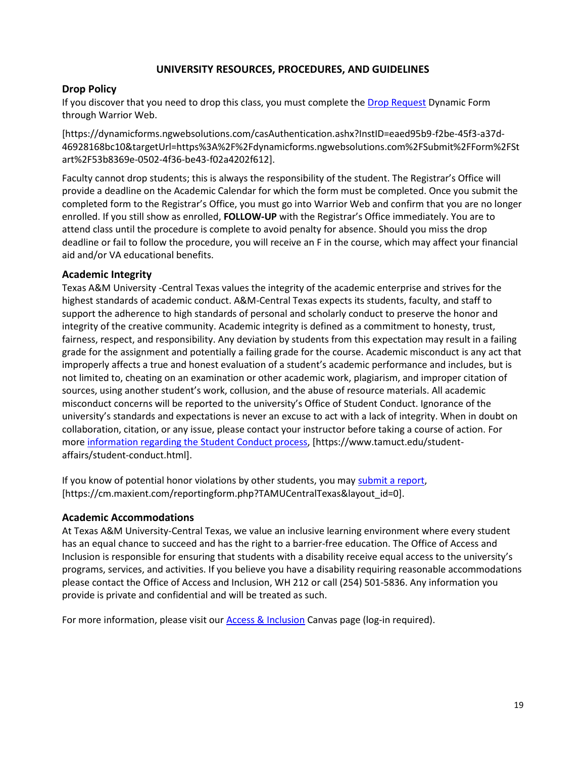## UNIVERSITY RESOURCES, PROCEDURES, AND GUIDELINES

### Drop Policy

If you discover that you need to drop this class, you must complete the Drop Request Dynamic Form through Warrior Web.

[https://dynamicforms.ngwebsolutions.com/casAuthentication.ashx?InstID=eaed95b9-f2be-45f3-a37d-46928168bc10&targetUrl=https%3A%2F%2Fdynamicforms.ngwebsolutions.com%2FSubmit%2FForm%2FStart%2F53b8369e-0502-4f36-be43-f02a4202f612].

Faculty cannot drop students; this is always the responsibility of the student. The Registrar's Office will provide a deadline on the Academic Calendar for which the form must be completed. Once you submit the completed form to the Registrar's Office, you must go into Warrior Web and confirm that you are no longer enrolled. If you still show as enrolled, **FOLLOW-UP** with the Registrar's Office immediately. You are to attend class until the procedure is complete to avoid penalty for absence. Should you miss the drop deadline or fail to follow the procedure, you will receive an F in the course, which may affect your financial aid and/or VA educational benefits.

### Academic Integrity

Texas A&M University -Central Texas values the integrity of the academic enterprise and strives for the highest standards of academic conduct. A&M-Central Texas expects its students, faculty, and staff to support the adherence to high standards of personal and scholarly conduct to preserve the honor and integrity of the creative community. Academic integrity is defined as a commitment to honesty, trust, fairness, respect, and responsibility. Any deviation by students from this expectation may result in a failing grade for the assignment and potentially a failing grade for the course. Academic misconduct is any act that improperly affects a true and honest evaluation of a student's academic performance and includes, but is not limited to, cheating on an examination or other academic work, plagiarism, and improper citation of sources, using another student's work, collusion, and the abuse of resource materials. All academic misconduct concerns will be reported to the university's Office of Student Conduct. Ignorance of the university's standards and expectations is never an excuse to act with a lack of integrity. When in doubt on collaboration, citation, or any issue, please contact your instructor before taking a course of action. For more information regarding the Student Conduct process, [https://www.tamuct.edu/student-affairs/student-conduct.html].

If you know of potential honor violations by other students, you may submit a report, [https://cm.maxient.com/reportingform.php?TAMUCentralTexas&layout_id=0].

### Academic Accommodations

At Texas A&M University-Central Texas, we value an inclusive learning environment where every student has an equal chance to succeed and has the right to a barrier-free education. The Office of Access and Inclusion is responsible for ensuring that students with a disability receive equal access to the university's programs, services, and activities. If you believe you have a disability requiring reasonable accommodations please contact the Office of Access and Inclusion, WH 212 or call (254) 501-5836. Any information you provide is private and confidential and will be treated as such.

For more information, please visit our Access & Inclusion Canvas page (log-in required).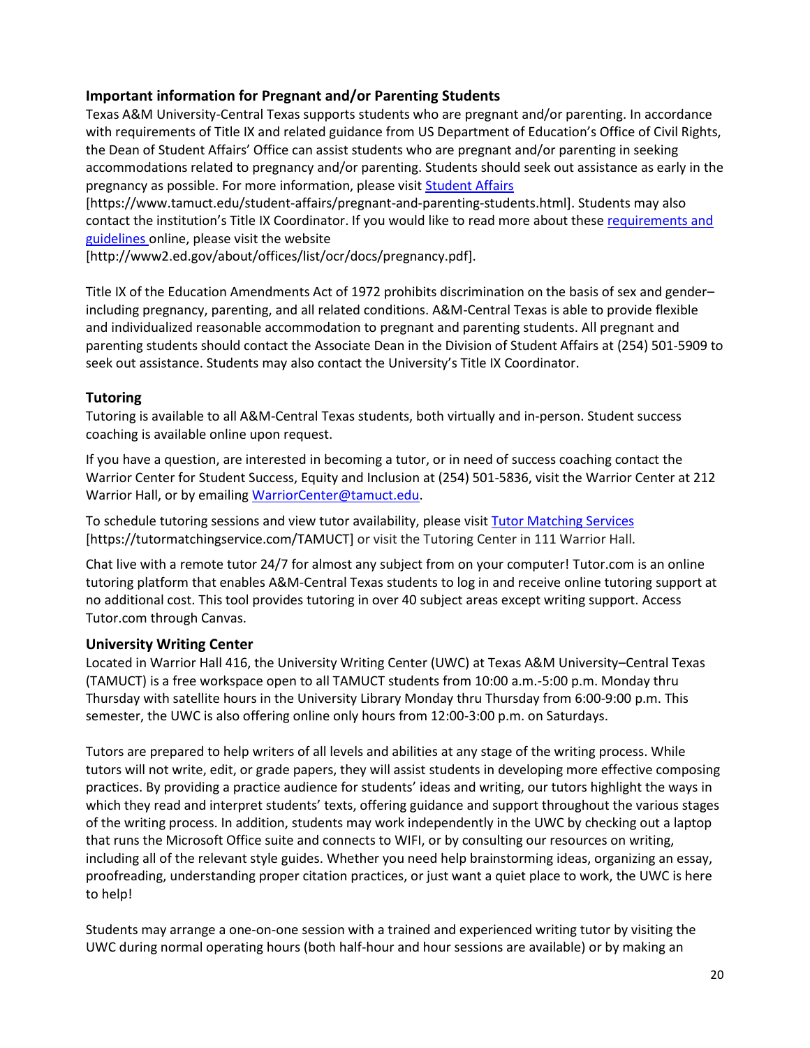### Important information for Pregnant and/or Parenting Students

Texas A&M University-Central Texas supports students who are pregnant and/or parenting. In accordance with requirements of Title IX and related guidance from US Department of Education's Office of Civil Rights, the Dean of Student Affairs' Office can assist students who are pregnant and/or parenting in seeking accommodations related to pregnancy and/or parenting. Students should seek out assistance as early in the pregnancy as possible. For more information, please visit Student Affairs [https://www.tamuct.edu/student-affairs/pregnant-and-parenting-students.html]. Students may also contact the institution's Title IX Coordinator. If you would like to read more about these requirements and guidelines online, please visit the website [http://www2.ed.gov/about/offices/list/ocr/docs/pregnancy.pdf].

Title IX of the Education Amendments Act of 1972 prohibits discrimination on the basis of sex and gender–including pregnancy, parenting, and all related conditions. A&M-Central Texas is able to provide flexible and individualized reasonable accommodation to pregnant and parenting students. All pregnant and parenting students should contact the Associate Dean in the Division of Student Affairs at (254) 501-5909 to seek out assistance. Students may also contact the University's Title IX Coordinator.

### Tutoring

Tutoring is available to all A&M-Central Texas students, both virtually and in-person. Student success coaching is available online upon request.

If you have a question, are interested in becoming a tutor, or in need of success coaching contact the Warrior Center for Student Success, Equity and Inclusion at (254) 501-5836, visit the Warrior Center at 212 Warrior Hall, or by emailing WarriorCenter@tamuct.edu.

To schedule tutoring sessions and view tutor availability, please visit Tutor Matching Services [https://tutormatchingservice.com/TAMUCT] or visit the Tutoring Center in 111 Warrior Hall.

Chat live with a remote tutor 24/7 for almost any subject from on your computer! Tutor.com is an online tutoring platform that enables A&M-Central Texas students to log in and receive online tutoring support at no additional cost. This tool provides tutoring in over 40 subject areas except writing support. Access Tutor.com through Canvas.

### University Writing Center

Located in Warrior Hall 416, the University Writing Center (UWC) at Texas A&M University–Central Texas (TAMUCT) is a free workspace open to all TAMUCT students from 10:00 a.m.-5:00 p.m. Monday thru Thursday with satellite hours in the University Library Monday thru Thursday from 6:00-9:00 p.m. This semester, the UWC is also offering online only hours from 12:00-3:00 p.m. on Saturdays.

Tutors are prepared to help writers of all levels and abilities at any stage of the writing process. While tutors will not write, edit, or grade papers, they will assist students in developing more effective composing practices. By providing a practice audience for students' ideas and writing, our tutors highlight the ways in which they read and interpret students' texts, offering guidance and support throughout the various stages of the writing process. In addition, students may work independently in the UWC by checking out a laptop that runs the Microsoft Office suite and connects to WIFI, or by consulting our resources on writing, including all of the relevant style guides. Whether you need help brainstorming ideas, organizing an essay, proofreading, understanding proper citation practices, or just want a quiet place to work, the UWC is here to help!

Students may arrange a one-on-one session with a trained and experienced writing tutor by visiting the UWC during normal operating hours (both half-hour and hour sessions are available) or by making an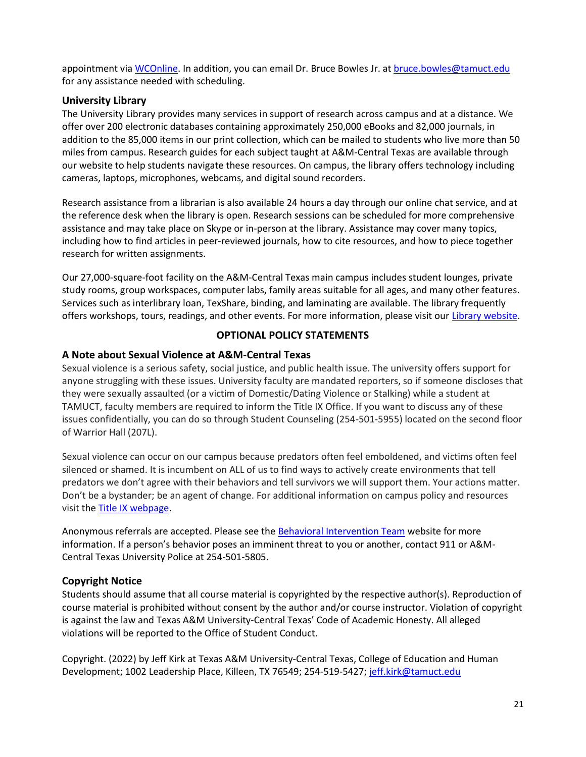appointment via [WCOnline](). In addition, you can email Dr. Bruce Bowles Jr. at [bruce.bowles@tamuct.edu](mailto:bruce.bowles@tamuct.edu) for any assistance needed with scheduling.

### University Library

The University Library provides many services in support of research across campus and at a distance. We offer over 200 electronic databases containing approximately 250,000 eBooks and 82,000 journals, in addition to the 85,000 items in our print collection, which can be mailed to students who live more than 50 miles from campus. Research guides for each subject taught at A&M-Central Texas are available through our website to help students navigate these resources. On campus, the library offers technology including cameras, laptops, microphones, webcams, and digital sound recorders.

Research assistance from a librarian is also available 24 hours a day through our online chat service, and at the reference desk when the library is open. Research sessions can be scheduled for more comprehensive assistance and may take place on Skype or in-person at the library. Assistance may cover many topics, including how to find articles in peer-reviewed journals, how to cite resources, and how to piece together research for written assignments.

Our 27,000-square-foot facility on the A&M-Central Texas main campus includes student lounges, private study rooms, group workspaces, computer labs, family areas suitable for all ages, and many other features. Services such as interlibrary loan, TexShare, binding, and laminating are available. The library frequently offers workshops, tours, readings, and other events. For more information, please visit our [Library website]().

## OPTIONAL POLICY STATEMENTS

### A Note about Sexual Violence at A&M-Central Texas

Sexual violence is a serious safety, social justice, and public health issue. The university offers support for anyone struggling with these issues. University faculty are mandated reporters, so if someone discloses that they were sexually assaulted (or a victim of Domestic/Dating Violence or Stalking) while a student at TAMUCT, faculty members are required to inform the Title IX Office. If you want to discuss any of these issues confidentially, you can do so through Student Counseling (254-501-5955) located on the second floor of Warrior Hall (207L).

Sexual violence can occur on our campus because predators often feel emboldened, and victims often feel silenced or shamed. It is incumbent on ALL of us to find ways to actively create environments that tell predators we don't agree with their behaviors and tell survivors we will support them. Your actions matter. Don't be a bystander; be an agent of change. For additional information on campus policy and resources visit the [Title IX webpage]().

Anonymous referrals are accepted. Please see the [Behavioral Intervention Team]() website for more information. If a person's behavior poses an imminent threat to you or another, contact 911 or A&M-Central Texas University Police at 254-501-5805.

### Copyright Notice

Students should assume that all course material is copyrighted by the respective author(s). Reproduction of course material is prohibited without consent by the author and/or course instructor. Violation of copyright is against the law and Texas A&M University-Central Texas' Code of Academic Honesty. All alleged violations will be reported to the Office of Student Conduct.

Copyright. (2022) by Jeff Kirk at Texas A&M University-Central Texas, College of Education and Human Development; 1002 Leadership Place, Killeen, TX 76549; 254-519-5427; [jeff.kirk@tamuct.edu](mailto:jeff.kirk@tamuct.edu)